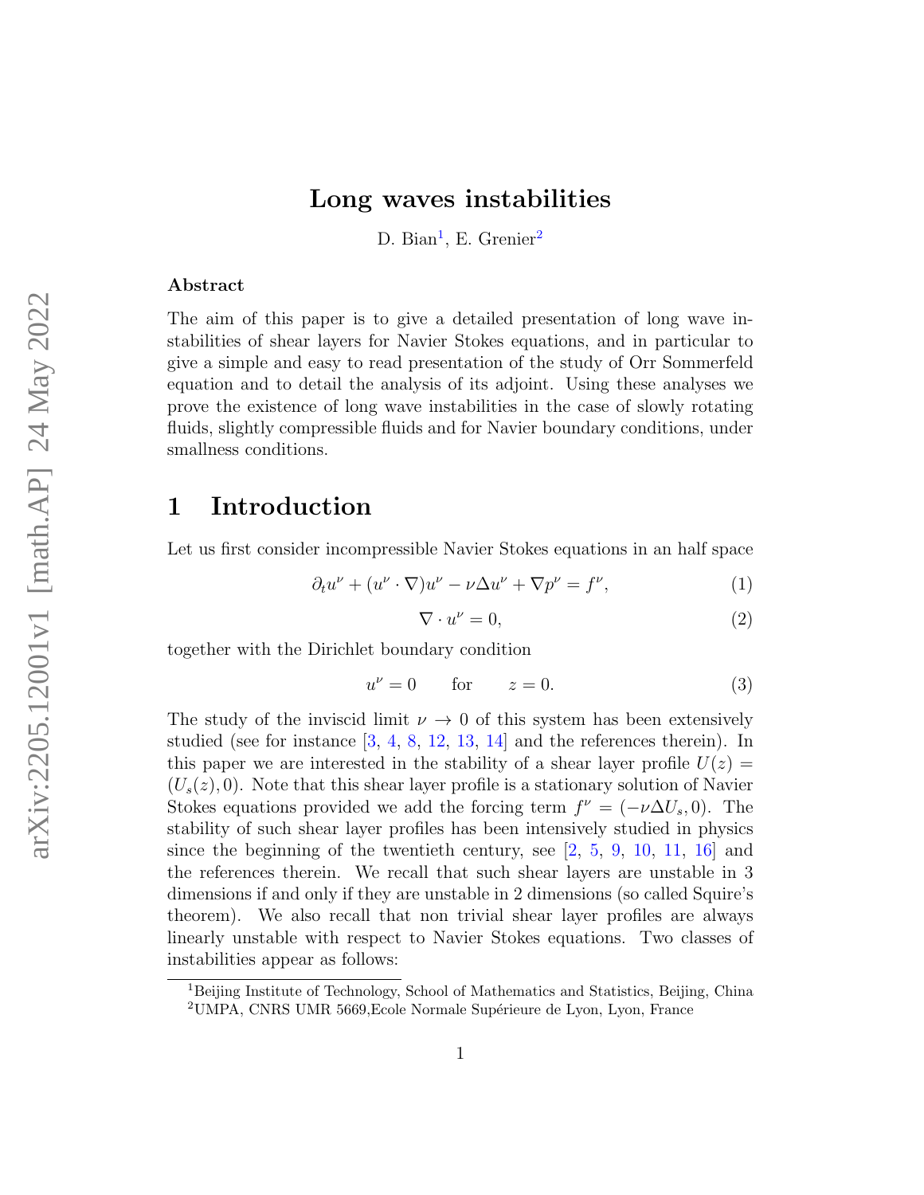# Long waves instabilities

D. Bian[1], E. Grenier[2]

## Abstract

The aim of this paper is to give a detailed presentation of long wave instabilities of shear layers for Navier Stokes equations, and in particular to give a simple and easy to read presentation of the study of Orr Sommerfeld equation and to detail the analysis of its adjoint. Using these analyses we prove the existence of long wave instabilities in the case of slowly rotating fluids, slightly compressible fluids and for Navier boundary conditions, under smallness conditions.

## 1 Introduction

Let us first consider incompressible Navier Stokes equations in an half space

$$\partial_t u^\nu + (u^\nu \cdot \nabla) u^\nu - \nu \Delta u^\nu + \nabla p^\nu = f^\nu, \tag{1}$$

$$\nabla \cdot u^\nu = 0, \tag{2}$$

together with the Dirichlet boundary condition

$$u^\nu = 0 \qquad \text{for} \qquad z = 0. \tag{3}$$

The study of the inviscid limit $\nu \to 0$ of this system has been extensively studied (see for instance [3, 4, 8, 12, 13, 14] and the references therein). In this paper we are interested in the stability of a shear layer profile $U(z) = (U_s(z), 0)$. Note that this shear layer profile is a stationary solution of Navier Stokes equations provided we add the forcing term $f^\nu = (-\nu \Delta U_s, 0)$. The stability of such shear layer profiles has been intensively studied in physics since the beginning of the twentieth century, see [2, 5, 9, 10, 11, 16] and the references therein. We recall that such shear layers are unstable in 3 dimensions if and only if they are unstable in 2 dimensions (so called Squire's theorem). We also recall that non trivial shear layer profiles are always linearly unstable with respect to Navier Stokes equations. Two classes of instabilities appear as follows:

[1] Beijing Institute of Technology, School of Mathematics and Statistics, Beijing, China
[2] UMPA, CNRS UMR 5669,Ecole Normale Supérieure de Lyon, Lyon, France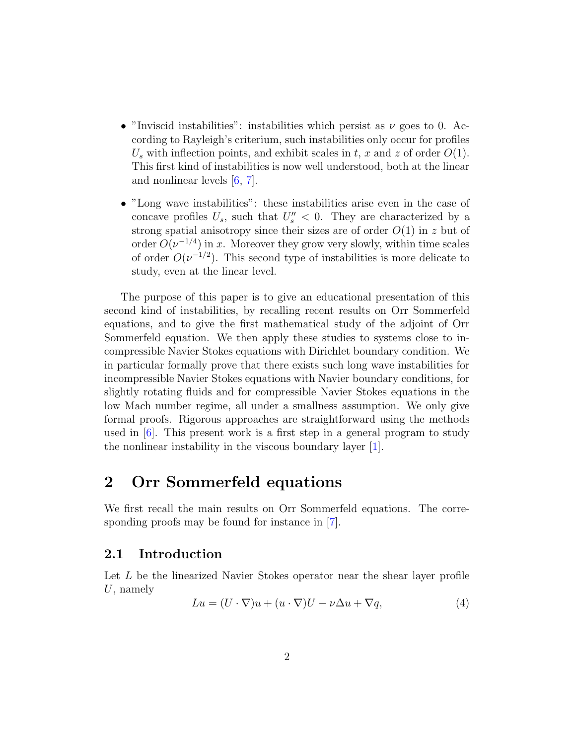- "Inviscid instabilities": instabilities which persist as $\nu$ goes to 0. According to Rayleigh's criterium, such instabilities only occur for profiles $U_s$ with inflection points, and exhibit scales in $t$, $x$ and $z$ of order $O(1)$. This first kind of instabilities is now well understood, both at the linear and nonlinear levels [6, 7].
- "Long wave instabilities": these instabilities arise even in the case of concave profiles $U_s$, such that $U_s'' < 0$. They are characterized by a strong spatial anisotropy since their sizes are of order $O(1)$ in $z$ but of order $O(\nu^{-1/4})$ in $x$. Moreover they grow very slowly, within time scales of order $O(\nu^{-1/2})$. This second type of instabilities is more delicate to study, even at the linear level.

The purpose of this paper is to give an educational presentation of this second kind of instabilities, by recalling recent results on Orr Sommerfeld equations, and to give the first mathematical study of the adjoint of Orr Sommerfeld equation. We then apply these studies to systems close to incompressible Navier Stokes equations with Dirichlet boundary condition. We in particular formally prove that there exists such long wave instabilities for incompressible Navier Stokes equations with Navier boundary conditions, for slightly rotating fluids and for compressible Navier Stokes equations in the low Mach number regime, all under a smallness assumption. We only give formal proofs. Rigorous approaches are straightforward using the methods used in [6]. This present work is a first step in a general program to study the nonlinear instability in the viscous boundary layer [1].

# 2 Orr Sommerfeld equations

We first recall the main results on Orr Sommerfeld equations. The corresponding proofs may be found for instance in [7].

## 2.1 Introduction

Let $L$ be the linearized Navier Stokes operator near the shear layer profile $U$, namely

$$Lu = (U \cdot \nabla)u + (u \cdot \nabla)U - \nu \Delta u + \nabla q, \tag{4}$$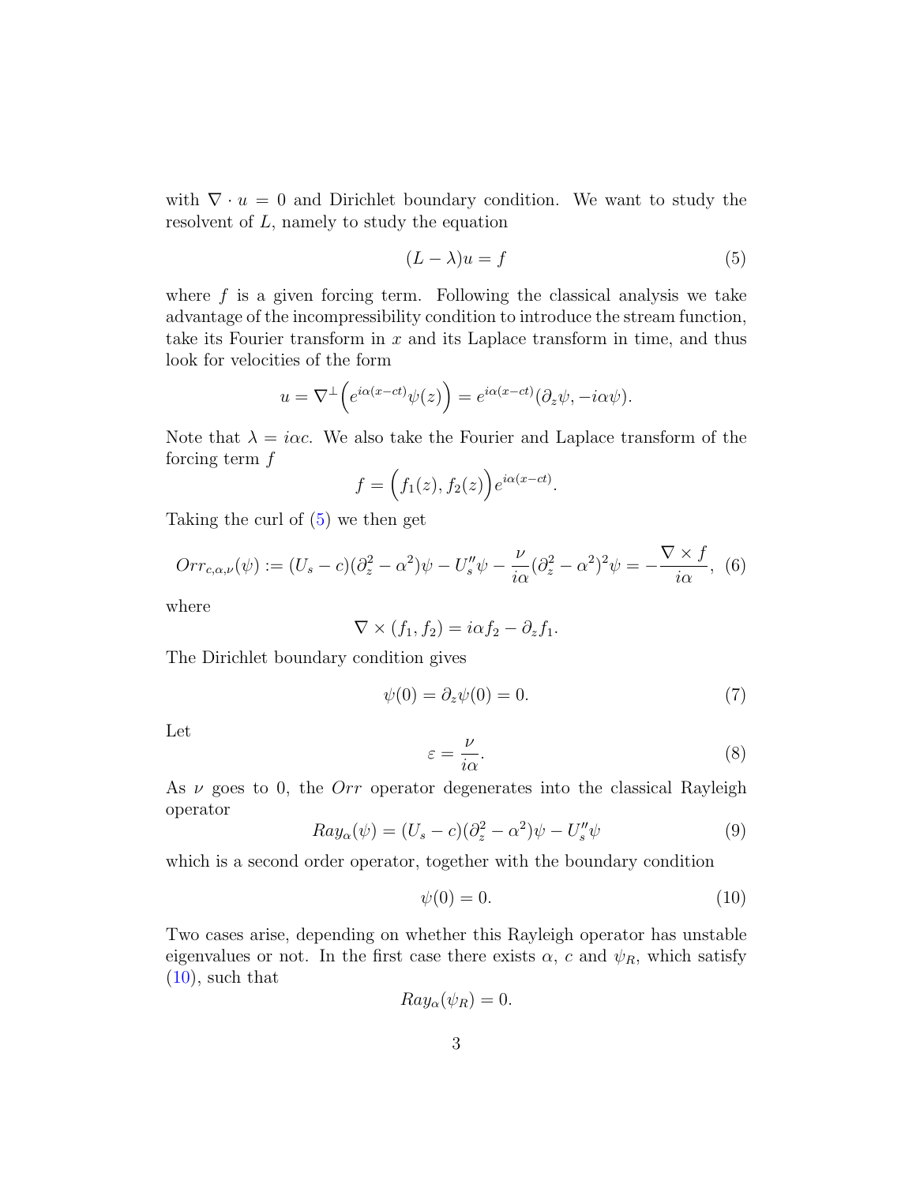with $\nabla \cdot u = 0$ and Dirichlet boundary condition. We want to study the resolvent of $L$, namely to study the equation

$$(L - \lambda)u = f \tag{5}$$

where $f$ is a given forcing term. Following the classical analysis we take advantage of the incompressibility condition to introduce the stream function, take its Fourier transform in $x$ and its Laplace transform in time, and thus look for velocities of the form

$$u = \nabla^\perp \Big( e^{i\alpha(x-ct)} \psi(z) \Big) = e^{i\alpha(x-ct)} (\partial_z \psi, -i\alpha\psi).$$

Note that $\lambda = i\alpha c$. We also take the Fourier and Laplace transform of the forcing term $f$

$$f = \Big( f_1(z), f_2(z) \Big) e^{i\alpha(x-ct)}.$$

Taking the curl of (5) we then get

$$Orr_{c,\alpha,\nu}(\psi) := (U_s - c)(\partial_z^2 - \alpha^2)\psi - U_s''\psi - \frac{\nu}{i\alpha}(\partial_z^2 - \alpha^2)^2 \psi = -\frac{\nabla \times f}{i\alpha}, \tag{6}$$

where

$$\nabla \times (f_1, f_2) = i\alpha f_2 - \partial_z f_1.$$

The Dirichlet boundary condition gives

$$\psi(0) = \partial_z \psi(0) = 0. \tag{7}$$

Let

$$\varepsilon = \frac{\nu}{i\alpha}. \tag{8}$$

As $\nu$ goes to 0, the $Orr$ operator degenerates into the classical Rayleigh operator

$$Ray_\alpha(\psi) = (U_s - c)(\partial_z^2 - \alpha^2)\psi - U_s''\psi \tag{9}$$

which is a second order operator, together with the boundary condition

$$\psi(0) = 0. \tag{10}$$

Two cases arise, depending on whether this Rayleigh operator has unstable eigenvalues or not. In the first case there exists $\alpha$, $c$ and $\psi_R$, which satisfy (10), such that

$$Ray_\alpha(\psi_R) = 0.$$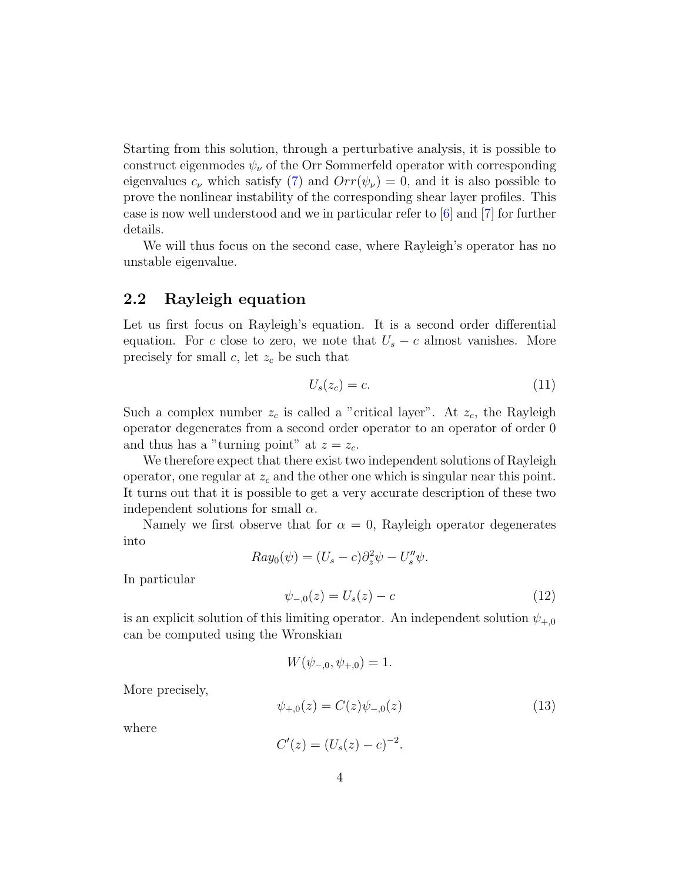Starting from this solution, through a perturbative analysis, it is possible to construct eigenmodes $\psi_\nu$ of the Orr Sommerfeld operator with corresponding eigenvalues $c_\nu$ which satisfy (7) and $Orr(\psi_\nu) = 0$, and it is also possible to prove the nonlinear instability of the corresponding shear layer profiles. This case is now well understood and we in particular refer to [6] and [7] for further details.

We will thus focus on the second case, where Rayleigh's operator has no unstable eigenvalue.

## 2.2 Rayleigh equation

Let us first focus on Rayleigh's equation. It is a second order differential equation. For $c$ close to zero, we note that $U_s - c$ almost vanishes. More precisely for small $c$, let $z_c$ be such that

$$U_s(z_c) = c. \tag{11}$$

Such a complex number $z_c$ is called a "critical layer". At $z_c$, the Rayleigh operator degenerates from a second order operator to an operator of order 0 and thus has a "turning point" at $z = z_c$.

We therefore expect that there exist two independent solutions of Rayleigh operator, one regular at $z_c$ and the other one which is singular near this point. It turns out that it is possible to get a very accurate description of these two independent solutions for small $\alpha$.

Namely we first observe that for $\alpha = 0$, Rayleigh operator degenerates into

$$Ray_0(\psi) = (U_s - c)\partial_z^2 \psi - U_s'' \psi.$$

In particular

$$\psi_{-,0}(z) = U_s(z) - c \tag{12}$$

is an explicit solution of this limiting operator. An independent solution $\psi_{+,0}$ can be computed using the Wronskian

$$W(\psi_{-,0}, \psi_{+,0}) = 1.$$

More precisely,

$$\psi_{+,0}(z) = C(z)\psi_{-,0}(z) \tag{13}$$

where

$$C'(z) = (U_s(z) - c)^{-2}.$$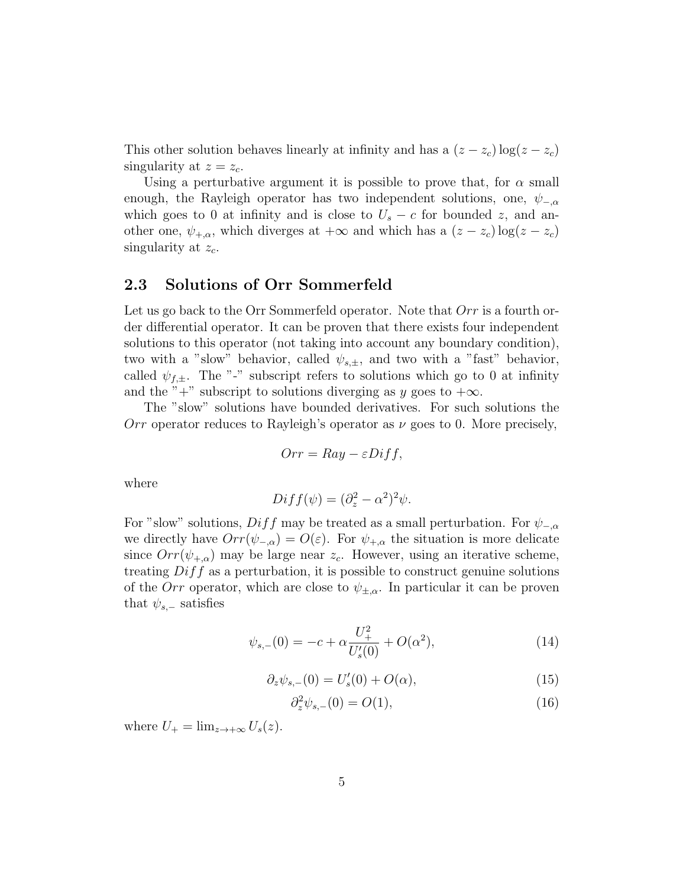This other solution behaves linearly at infinity and has a $(z - z_c) \log(z - z_c)$ singularity at $z = z_c$.

Using a perturbative argument it is possible to prove that, for $\alpha$ small enough, the Rayleigh operator has two independent solutions, one, $\psi_{-,\alpha}$ which goes to 0 at infinity and is close to $U_s - c$ for bounded $z$, and another one, $\psi_{+,\alpha}$, which diverges at $+\infty$ and which has a $(z - z_c) \log(z - z_c)$ singularity at $z_c$.

## 2.3 Solutions of Orr Sommerfeld

Let us go back to the Orr Sommerfeld operator. Note that $Orr$ is a fourth order differential operator. It can be proven that there exists four independent solutions to this operator (not taking into account any boundary condition), two with a "slow" behavior, called $\psi_{s,\pm}$, and two with a "fast" behavior, called $\psi_{f,\pm}$. The "-" subscript refers to solutions which go to 0 at infinity and the "+" subscript to solutions diverging as $y$ goes to $+\infty$.

The "slow" solutions have bounded derivatives. For such solutions the $Orr$ operator reduces to Rayleigh's operator as $\nu$ goes to 0. More precisely,

$$Orr = Ray - \varepsilon Diff,$$

where

$$Diff(\psi) = (\partial_z^2 - \alpha^2)^2 \psi.$$

For "slow" solutions, $Diff$ may be treated as a small perturbation. For $\psi_{-,\alpha}$ we directly have $Orr(\psi_{-,\alpha}) = O(\varepsilon)$. For $\psi_{+,\alpha}$ the situation is more delicate since $Orr(\psi_{+,\alpha})$ may be large near $z_c$. However, using an iterative scheme, treating $Diff$ as a perturbation, it is possible to construct genuine solutions of the $Orr$ operator, which are close to $\psi_{\pm,\alpha}$. In particular it can be proven that $\psi_{s,-}$ satisfies

$$\psi_{s,-}(0) = -c + \alpha \frac{U_+^2}{U_s'(0)} + O(\alpha^2), \tag{14}$$

$$\partial_z \psi_{s,-}(0) = U_s'(0) + O(\alpha), \tag{15}$$

$$\partial_z^2 \psi_{s,-}(0) = O(1), \tag{16}$$

where $U_+ = \lim_{z \to +\infty} U_s(z)$.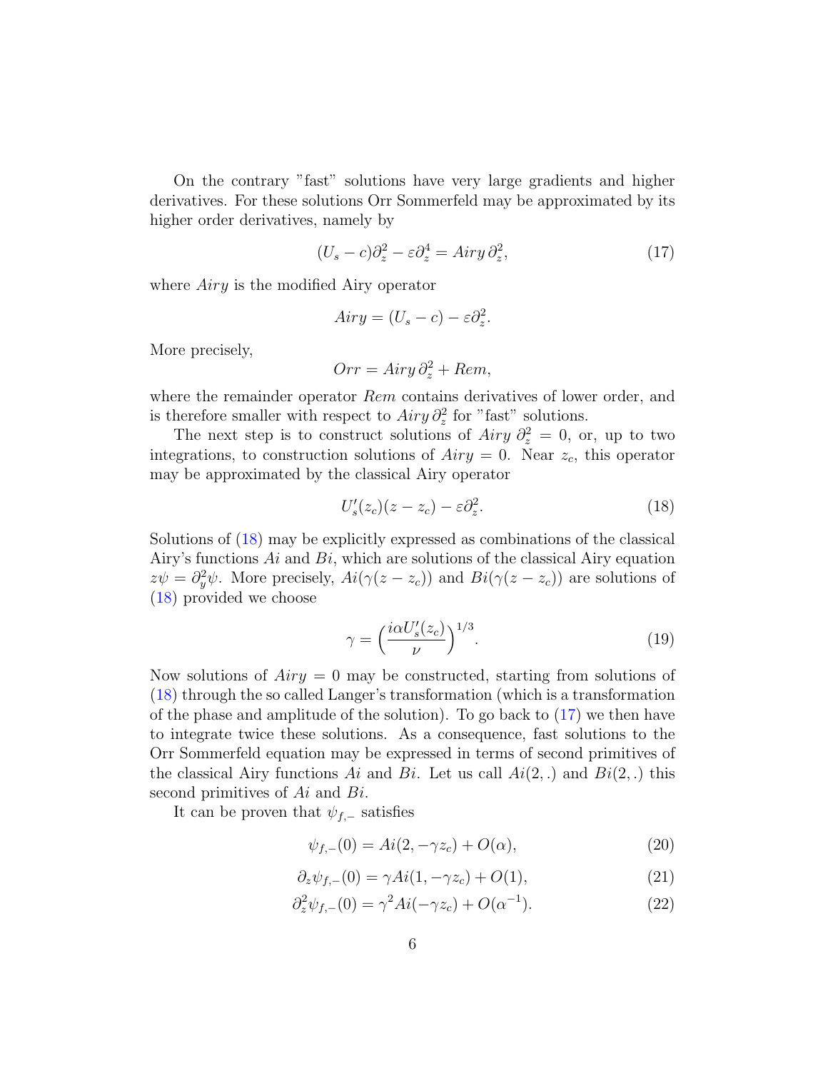On the contrary "fast" solutions have very large gradients and higher derivatives. For these solutions Orr Sommerfeld may be approximated by its higher order derivatives, namely by

$$(U_s - c)\partial_z^2 - \varepsilon \partial_z^4 = Airy\,\partial_z^2, \tag{17}$$

where $Airy$ is the modified Airy operator

$$Airy = (U_s - c) - \varepsilon \partial_z^2.$$

More precisely,

$$Orr = Airy\,\partial_z^2 + Rem,$$

where the remainder operator $Rem$ contains derivatives of lower order, and is therefore smaller with respect to $Airy\,\partial_z^2$ for "fast" solutions.

The next step is to construct solutions of $Airy\;\partial_z^2 = 0$, or, up to two integrations, to construction solutions of $Airy = 0$. Near $z_c$, this operator may be approximated by the classical Airy operator

$$U_s'(z_c)(z - z_c) - \varepsilon \partial_z^2. \tag{18}$$

Solutions of (18) may be explicitly expressed as combinations of the classical Airy's functions $Ai$ and $Bi$, which are solutions of the classical Airy equation $z\psi = \partial_y^2 \psi$. More precisely, $Ai(\gamma(z - z_c))$ and $Bi(\gamma(z - z_c))$ are solutions of (18) provided we choose

$$\gamma = \Big( \frac{i\alpha U_s'(z_c)}{\nu} \Big)^{1/3}. \tag{19}$$

Now solutions of $Airy = 0$ may be constructed, starting from solutions of (18) through the so called Langer's transformation (which is a transformation of the phase and amplitude of the solution). To go back to (17) we then have to integrate twice these solutions. As a consequence, fast solutions to the Orr Sommerfeld equation may be expressed in terms of second primitives of the classical Airy functions $Ai$ and $Bi$. Let us call $Ai(2,.)$ and $Bi(2,.)$ this second primitives of $Ai$ and $Bi$.

It can be proven that $\psi_{f,-}$ satisfies

$$\psi_{f,-}(0) = Ai(2, -\gamma z_c) + O(\alpha), \tag{20}$$

$$\partial_z \psi_{f,-}(0) = \gamma Ai(1, -\gamma z_c) + O(1), \tag{21}$$

$$\partial_z^2 \psi_{f,-}(0) = \gamma^2 Ai(-\gamma z_c) + O(\alpha^{-1}). \tag{22}$$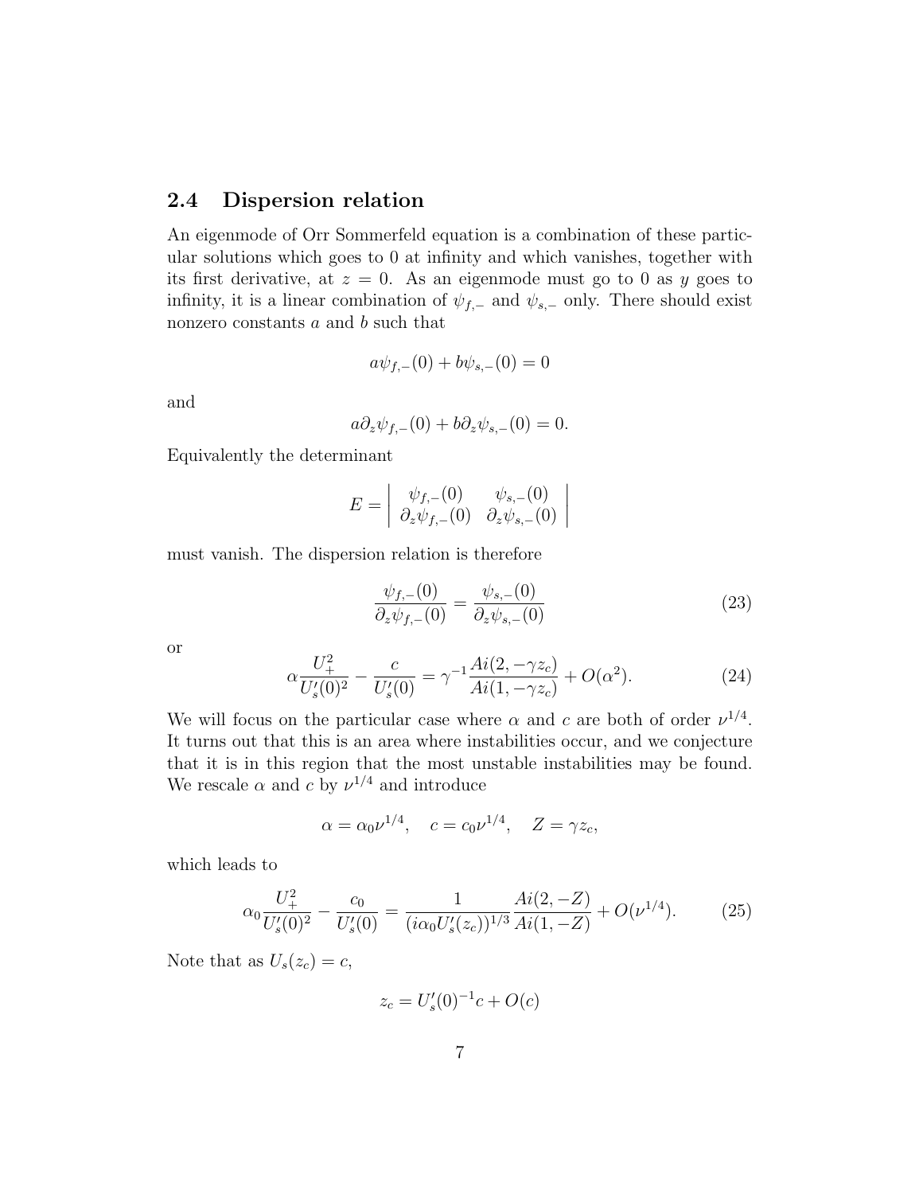### 2.4 Dispersion relation

An eigenmode of Orr Sommerfeld equation is a combination of these particular solutions which goes to 0 at infinity and which vanishes, together with its first derivative, at $z = 0$. As an eigenmode must go to 0 as $y$ goes to infinity, it is a linear combination of $\psi_{f,-}$ and $\psi_{s,-}$ only. There should exist nonzero constants $a$ and $b$ such that

$$a\psi_{f,-}(0) + b\psi_{s,-}(0) = 0$$

and

$$a\partial_z\psi_{f,-}(0) + b\partial_z\psi_{s,-}(0) = 0.$$

Equivalently the determinant

$$E = \begin{vmatrix} \psi_{f,-}(0) & \psi_{s,-}(0) \\ \partial_z\psi_{f,-}(0) & \partial_z\psi_{s,-}(0) \end{vmatrix}$$

must vanish. The dispersion relation is therefore

$$\frac{\psi_{f,-}(0)}{\partial_z\psi_{f,-}(0)} = \frac{\psi_{s,-}(0)}{\partial_z\psi_{s,-}(0)} \tag{23}$$

or

$$\alpha\frac{U_+^2}{U_s'(0)^2} - \frac{c}{U_s'(0)} = \gamma^{-1}\frac{Ai(2, -\gamma z_c)}{Ai(1, -\gamma z_c)} + O(\alpha^2). \tag{24}$$

We will focus on the particular case where $\alpha$ and $c$ are both of order $\nu^{1/4}$. It turns out that this is an area where instabilities occur, and we conjecture that it is in this region that the most unstable instabilities may be found. We rescale $\alpha$ and $c$ by $\nu^{1/4}$ and introduce

$$\alpha = \alpha_0\nu^{1/4}, \quad c = c_0\nu^{1/4}, \quad Z = \gamma z_c,$$

which leads to

$$\alpha_0\frac{U_+^2}{U_s'(0)^2} - \frac{c_0}{U_s'(0)} = \frac{1}{(i\alpha_0 U_s'(z_c))^{1/3}}\frac{Ai(2, -Z)}{Ai(1, -Z)} + O(\nu^{1/4}). \tag{25}$$

Note that as $U_s(z_c) = c$,

$$z_c = U_s'(0)^{-1}c + O(c)$$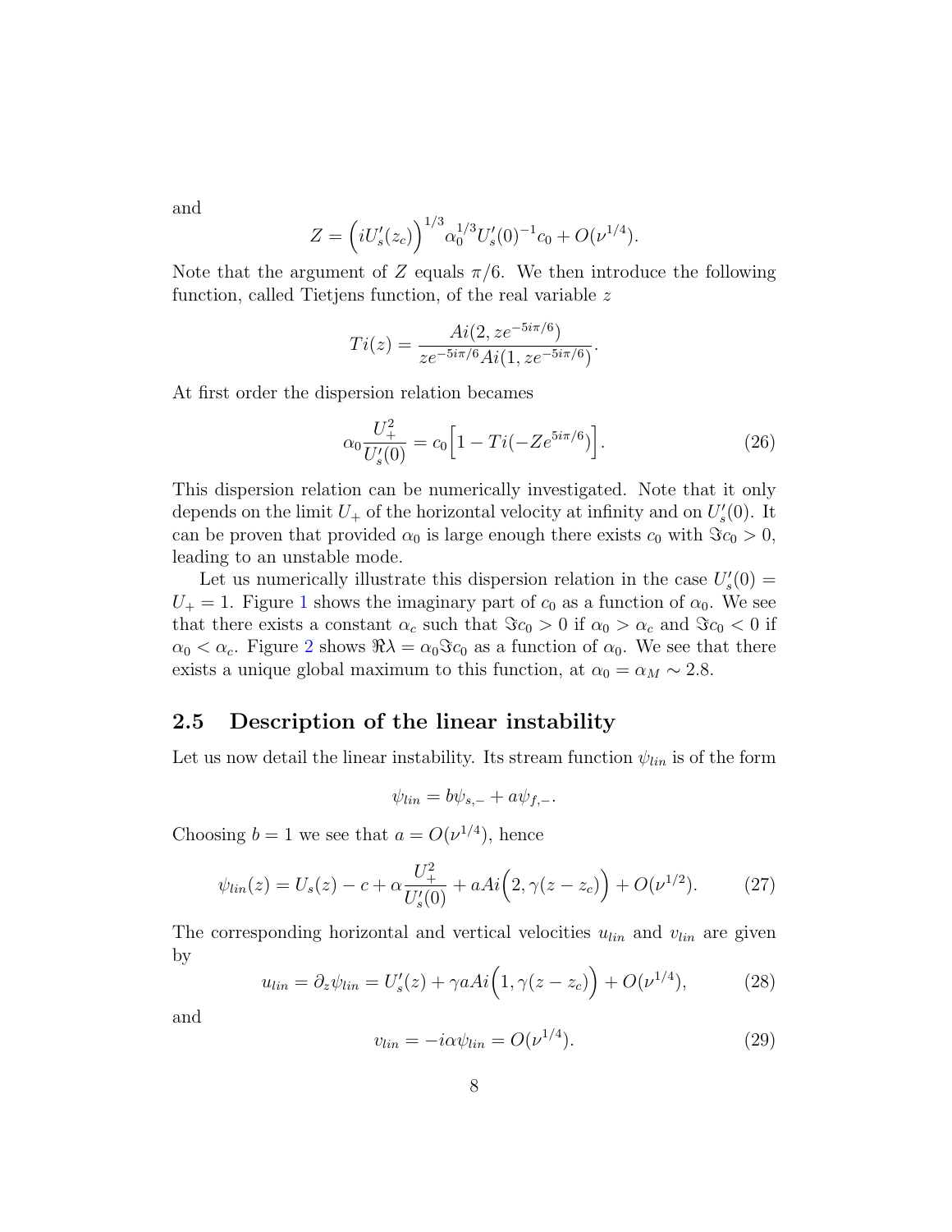and

$$Z = \Big(iU_s'(z_c)\Big)^{1/3} \alpha_0^{1/3} U_s'(0)^{-1} c_0 + O(\nu^{1/4}).$$

Note that the argument of $Z$ equals $\pi/6$. We then introduce the following function, called Tietjens function, of the real variable $z$

$$Ti(z) = \frac{Ai(2, ze^{-5i\pi/6})}{ze^{-5i\pi/6} Ai(1, ze^{-5i\pi/6})}.$$

At first order the dispersion relation becames

$$\alpha_0 \frac{U_+^2}{U_s'(0)} = c_0 \Big[ 1 - Ti(-Ze^{5i\pi/6}) \Big]. \tag{26}$$

This dispersion relation can be numerically investigated. Note that it only depends on the limit $U_+$ of the horizontal velocity at infinity and on $U_s'(0)$. It can be proven that provided $\alpha_0$ is large enough there exists $c_0$ with $\Im c_0 > 0$, leading to an unstable mode.

Let us numerically illustrate this dispersion relation in the case $U_s'(0) = U_+ = 1$. Figure 1 shows the imaginary part of $c_0$ as a function of $\alpha_0$. We see that there exists a constant $\alpha_c$ such that $\Im c_0 > 0$ if $\alpha_0 > \alpha_c$ and $\Im c_0 < 0$ if $\alpha_0 < \alpha_c$. Figure 2 shows $\Re \lambda = \alpha_0 \Im c_0$ as a function of $\alpha_0$. We see that there exists a unique global maximum to this function, at $\alpha_0 = \alpha_M \sim 2.8$.

## 2.5 Description of the linear instability

Let us now detail the linear instability. Its stream function $\psi_{lin}$ is of the form

$$\psi_{lin} = b\psi_{s,-} + a\psi_{f,-}.$$

Choosing $b = 1$ we see that $a = O(\nu^{1/4})$, hence

$$\psi_{lin}(z) = U_s(z) - c + \alpha \frac{U_+^2}{U_s'(0)} + aAi\Big(2, \gamma(z - z_c)\Big) + O(\nu^{1/2}). \tag{27}$$

The corresponding horizontal and vertical velocities $u_{lin}$ and $v_{lin}$ are given by

$$u_{lin} = \partial_z \psi_{lin} = U_s'(z) + \gamma a Ai\Big(1, \gamma(z - z_c)\Big) + O(\nu^{1/4}), \tag{28}$$

and

$$v_{lin} = -i\alpha\psi_{lin} = O(\nu^{1/4}). \tag{29}$$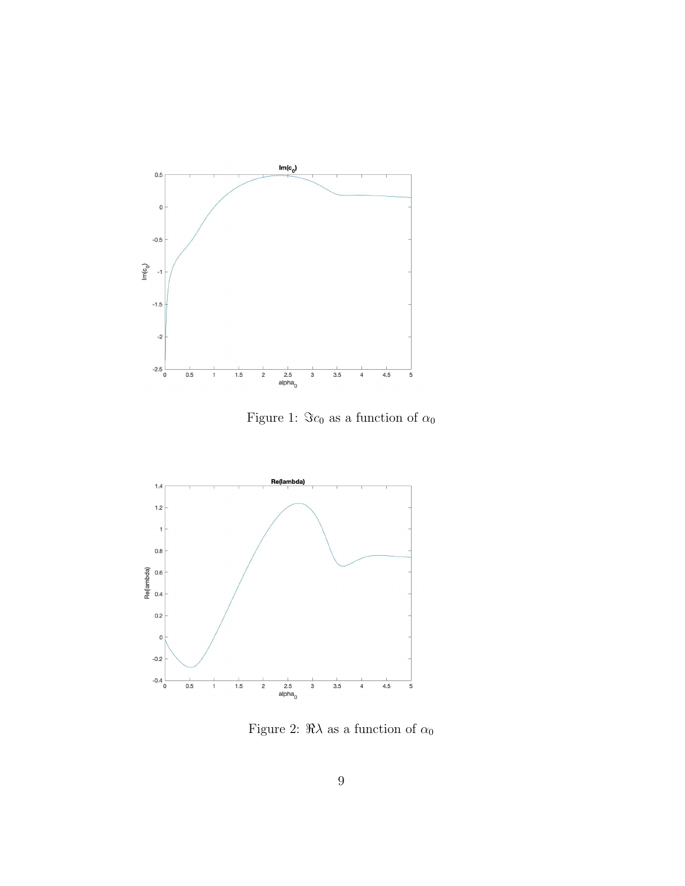Figure 1: $\Im c_0$ as a function of $\alpha_0$

Figure 2: $\Re\lambda$ as a function of $\alpha_0$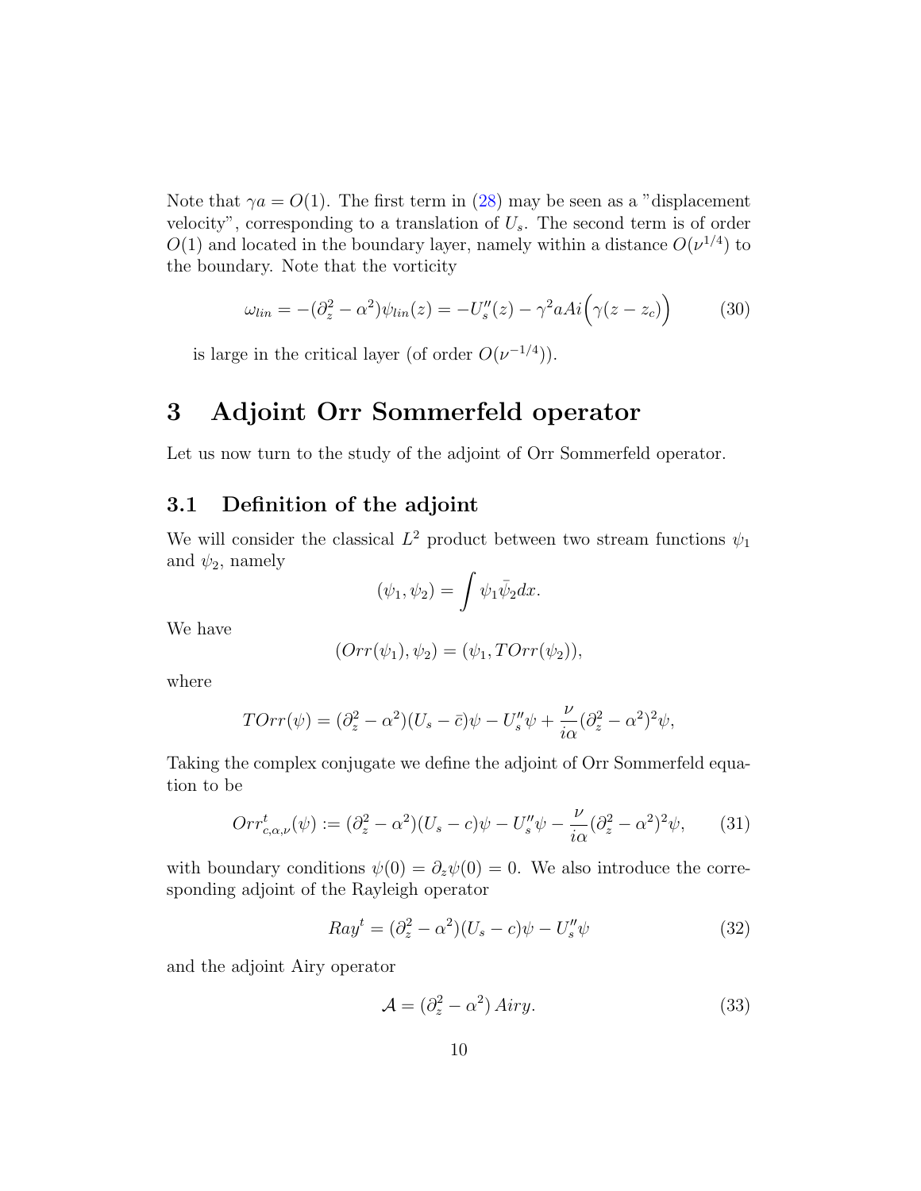Note that $\gamma a = O(1)$. The first term in (28) may be seen as a "displacement velocity", corresponding to a translation of $U_s$. The second term is of order $O(1)$ and located in the boundary layer, namely within a distance $O(\nu^{1/4})$ to the boundary. Note that the vorticity

$$\omega_{lin} = -(\partial_z^2 - \alpha^2)\psi_{lin}(z) = -U_s''(z) - \gamma^2 a Ai\Big(\gamma(z - z_c)\Big) \tag{30}$$

is large in the critical layer (of order $O(\nu^{-1/4})$).

# 3 Adjoint Orr Sommerfeld operator

Let us now turn to the study of the adjoint of Orr Sommerfeld operator.

## 3.1 Definition of the adjoint

We will consider the classical $L^2$ product between two stream functions $\psi_1$ and $\psi_2$, namely

$$(\psi_1, \psi_2) = \int \psi_1 \bar{\psi}_2 dx.$$

We have

$$(Orr(\psi_1), \psi_2) = (\psi_1, TOrr(\psi_2)),$$

where

$$TOrr(\psi) = (\partial_z^2 - \alpha^2)(U_s - \bar{c})\psi - U_s''\psi + \frac{\nu}{i\alpha}(\partial_z^2 - \alpha^2)^2\psi,$$

Taking the complex conjugate we define the adjoint of Orr Sommerfeld equation to be

$$Orr^t_{c,\alpha,\nu}(\psi) := (\partial_z^2 - \alpha^2)(U_s - c)\psi - U_s''\psi - \frac{\nu}{i\alpha}(\partial_z^2 - \alpha^2)^2\psi, \tag{31}$$

with boundary conditions $\psi(0) = \partial_z\psi(0) = 0$. We also introduce the corresponding adjoint of the Rayleigh operator

$$Ray^t = (\partial_z^2 - \alpha^2)(U_s - c)\psi - U_s''\psi \tag{32}$$

and the adjoint Airy operator

$$\mathcal{A} = (\partial_z^2 - \alpha^2)\, Airy. \tag{33}$$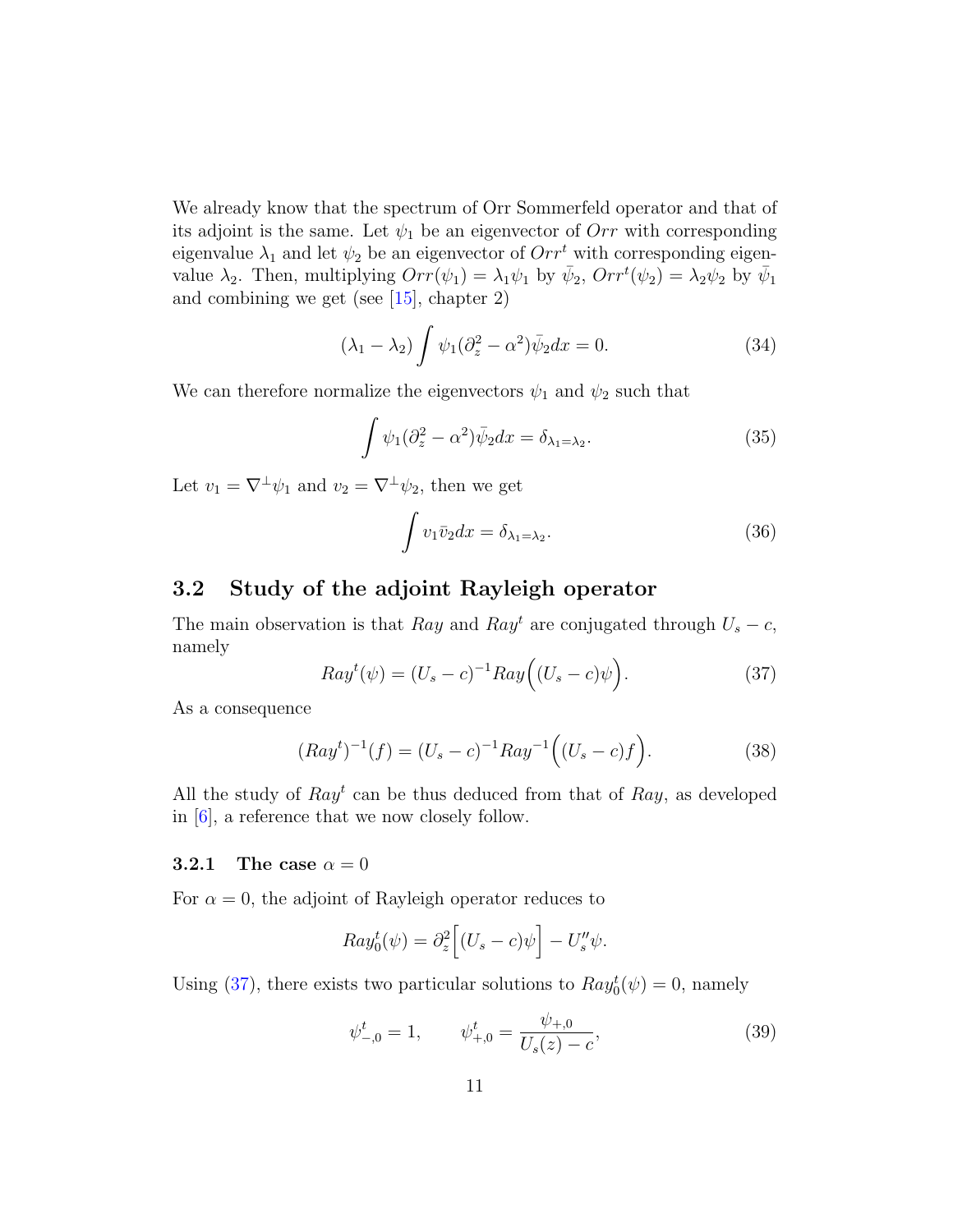We already know that the spectrum of Orr Sommerfeld operator and that of its adjoint is the same. Let $\psi_1$ be an eigenvector of $Orr$ with corresponding eigenvalue $\lambda_1$ and let $\psi_2$ be an eigenvector of $Orr^t$ with corresponding eigenvalue $\lambda_2$. Then, multiplying $Orr(\psi_1) = \lambda_1 \psi_1$ by $\bar{\psi}_2$, $Orr^t(\psi_2) = \lambda_2 \psi_2$ by $\bar{\psi}_1$ and combining we get (see [15], chapter 2)

$$(\lambda_1 - \lambda_2) \int \psi_1 (\partial_z^2 - \alpha^2) \bar{\psi}_2 dx = 0. \tag{34}$$

We can therefore normalize the eigenvectors $\psi_1$ and $\psi_2$ such that

$$\int \psi_1 (\partial_z^2 - \alpha^2) \bar{\psi}_2 dx = \delta_{\lambda_1 = \lambda_2}. \tag{35}$$

Let $v_1 = \nabla^\perp \psi_1$ and $v_2 = \nabla^\perp \psi_2$, then we get

$$\int v_1 \bar{v}_2 dx = \delta_{\lambda_1 = \lambda_2}. \tag{36}$$

## 3.2 Study of the adjoint Rayleigh operator

The main observation is that $Ray$ and $Ray^t$ are conjugated through $U_s - c$, namely

$$Ray^t(\psi) = (U_s - c)^{-1} Ray\Big((U_s - c)\psi\Big). \tag{37}$$

As a consequence

$$(Ray^t)^{-1}(f) = (U_s - c)^{-1} Ray^{-1}\Big((U_s - c) f\Big). \tag{38}$$

All the study of $Ray^t$ can be thus deduced from that of $Ray$, as developed in [6], a reference that we now closely follow.

### 3.2.1 The case $\alpha = 0$

For $\alpha = 0$, the adjoint of Rayleigh operator reduces to

$$Ray_0^t(\psi) = \partial_z^2 \Big[(U_s - c)\psi\Big] - U_s'' \psi.$$

Using (37), there exists two particular solutions to $Ray_0^t(\psi) = 0$, namely

$$\psi_{-,0}^t = 1, \qquad \psi_{+,0}^t = \frac{\psi_{+,0}}{U_s(z) - c}, \tag{39}$$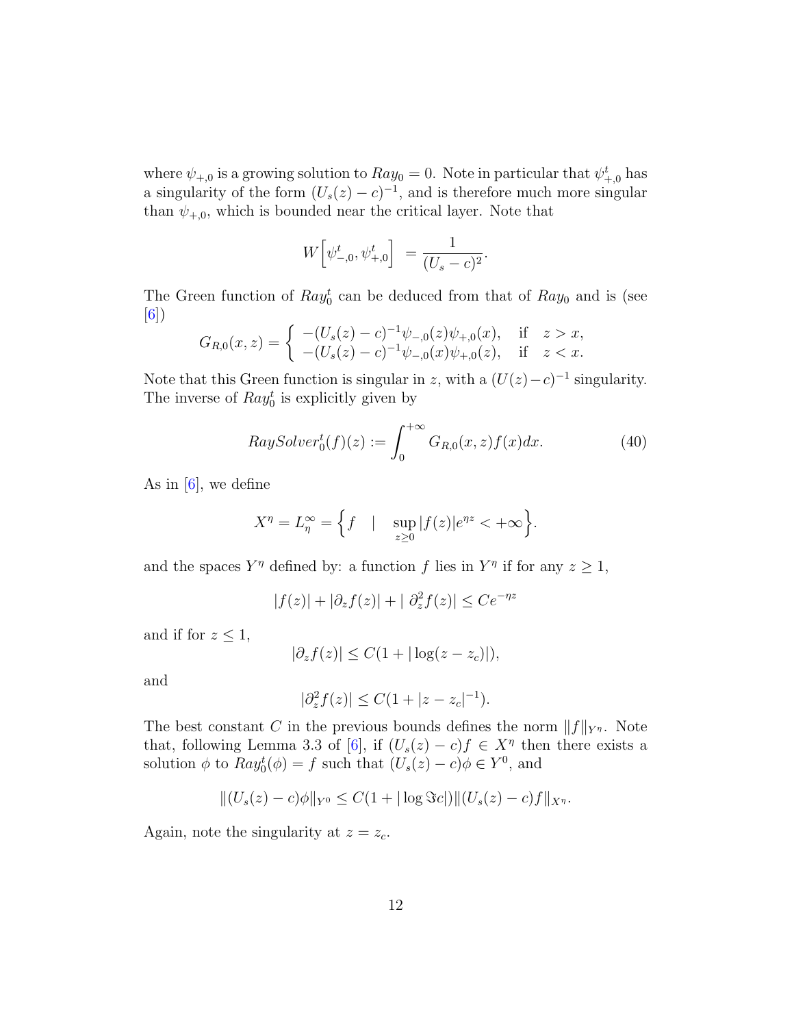where $\psi_{+,0}$ is a growing solution to $Ray_0 = 0$. Note in particular that $\psi^t_{+,0}$ has a singularity of the form $(U_s(z) - c)^{-1}$, and is therefore much more singular than $\psi_{+,0}$, which is bounded near the critical layer. Note that

$$W\Big[\psi^t_{-,0}, \psi^t_{+,0}\Big] \;= \frac{1}{(U_s - c)^2}.$$

The Green function of $Ray^t_0$ can be deduced from that of $Ray_0$ and is (see [6])

$$G_{R,0}(x,z) = \begin{cases} -(U_s(z) - c)^{-1}\psi_{-,0}(z)\psi_{+,0}(x), & \text{if} \quad z > x, \\ -(U_s(z) - c)^{-1}\psi_{-,0}(x)\psi_{+,0}(z), & \text{if} \quad z < x. \end{cases}$$

Note that this Green function is singular in $z$, with a $(U(z)-c)^{-1}$ singularity. The inverse of $Ray^t_0$ is explicitly given by

$$RaySolver^t_0(f)(z) := \int_0^{+\infty} G_{R,0}(x,z) f(x) dx. \tag{40}$$

As in [6], we define

$$X^\eta = L^\infty_\eta = \Big\{ f \quad | \quad \sup_{z \ge 0} |f(z)| e^{\eta z} < +\infty \Big\}.$$

and the spaces $Y^\eta$ defined by: a function $f$ lies in $Y^\eta$ if for any $z \ge 1$,

$$|f(z)| + |\partial_z f(z)| + |\ \partial_z^2 f(z)| \le C e^{-\eta z}$$

and if for $z \le 1$,

$$|\partial_z f(z)| \le C(1 + |\log(z - z_c)|),$$

and

$$|\partial_z^2 f(z)| \le C(1 + |z - z_c|^{-1}).$$

The best constant $C$ in the previous bounds defines the norm $\|f\|_{Y^\eta}$. Note that, following Lemma 3.3 of [6], if $(U_s(z) - c) f \in X^\eta$ then there exists a solution $\phi$ to $Ray^t_0(\phi) = f$ such that $(U_s(z) - c)\phi \in Y^0$, and

$$\|(U_s(z) - c)\phi\|_{Y^0} \le C(1 + |\log \Im c|) \|(U_s(z) - c) f\|_{X^\eta}.$$

Again, note the singularity at $z = z_c$.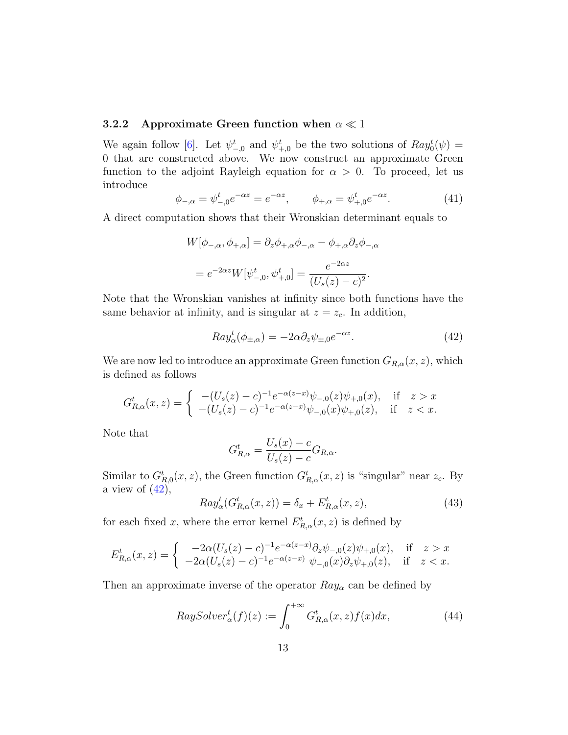### 3.2.2 Approximate Green function when $\alpha \ll 1$

We again follow [6]. Let $\psi^t_{-,0}$ and $\psi^t_{+,0}$ be the two solutions of $Ray^t_0(\psi) = 0$ that are constructed above. We now construct an approximate Green function to the adjoint Rayleigh equation for $\alpha > 0$. To proceed, let us introduce

$$\phi_{-,\alpha} = \psi^t_{-,0} e^{-\alpha z} = e^{-\alpha z}, \qquad \phi_{+,\alpha} = \psi^t_{+,0} e^{-\alpha z}. \tag{41}$$

A direct computation shows that their Wronskian determinant equals to

$$W[\phi_{-,\alpha}, \phi_{+,\alpha}] = \partial_z \phi_{+,\alpha} \phi_{-,\alpha} - \phi_{+,\alpha} \partial_z \phi_{-,\alpha}$$

$$= e^{-2\alpha z} W[\psi^t_{-,0}, \psi^t_{+,0}] = \frac{e^{-2\alpha z}}{(U_s(z) - c)^2}.$$

Note that the Wronskian vanishes at infinity since both functions have the same behavior at infinity, and is singular at $z = z_c$. In addition,

$$Ray^t_\alpha(\phi_{\pm,\alpha}) = -2\alpha \partial_z \psi_{\pm,0} e^{-\alpha z}. \tag{42}$$

We are now led to introduce an approximate Green function $G_{R,\alpha}(x, z)$, which is defined as follows

$$G^t_{R,\alpha}(x, z) = \begin{cases} -(U_s(z) - c)^{-1} e^{-\alpha(z-x)} \psi_{-,0}(z) \psi_{+,0}(x), & \text{if} \quad z > x \\ -(U_s(z) - c)^{-1} e^{-\alpha(z-x)} \psi_{-,0}(x) \psi_{+,0}(z), & \text{if} \quad z < x. \end{cases}$$

Note that

$$G^t_{R,\alpha} = \frac{U_s(x) - c}{U_s(z) - c} G_{R,\alpha}.$$

Similar to $G^t_{R,0}(x, z)$, the Green function $G^t_{R,\alpha}(x, z)$ is "singular" near $z_c$. By a view of (42),

$$Ray^t_\alpha(G^t_{R,\alpha}(x, z)) = \delta_x + E^t_{R,\alpha}(x, z), \tag{43}$$

for each fixed $x$, where the error kernel $E^t_{R,\alpha}(x, z)$ is defined by

$$E^t_{R,\alpha}(x, z) = \begin{cases} -2\alpha (U_s(z) - c)^{-1} e^{-\alpha(z-x)} \partial_z \psi_{-,0}(z) \psi_{+,0}(x), & \text{if} \quad z > x \\ -2\alpha (U_s(z) - c)^{-1} e^{-\alpha(z-x)} \ \psi_{-,0}(x) \partial_z \psi_{+,0}(z), & \text{if} \quad z < x. \end{cases}$$

Then an approximate inverse of the operator $Ray_\alpha$ can be defined by

$$RaySolver^t_\alpha(f)(z) := \int_0^{+\infty} G^t_{R,\alpha}(x, z) f(x) dx, \tag{44}$$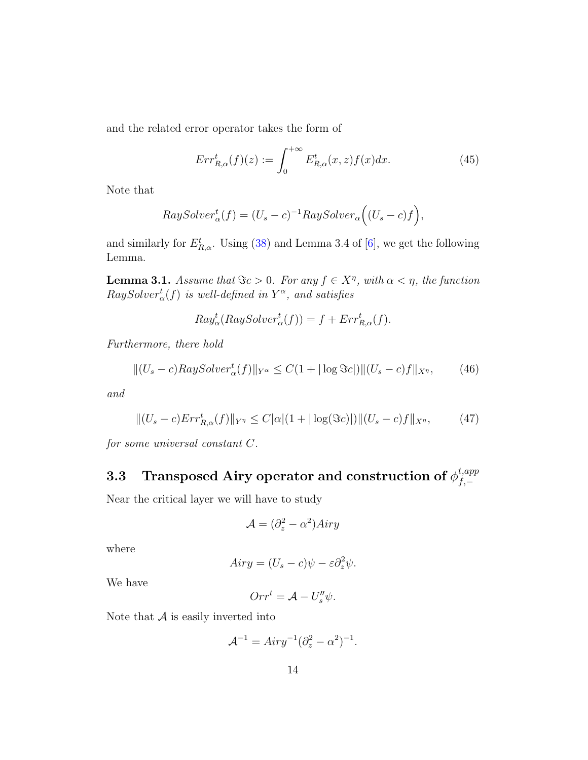and the related error operator takes the form of

$$Err^t_{R,\alpha}(f)(z) := \int_0^{+\infty} E^t_{R,\alpha}(x,z) f(x) dx. \tag{45}$$

Note that

$$RaySolver^t_\alpha(f) = (U_s - c)^{-1} RaySolver_\alpha\Big((U_s - c) f\Big),$$

and similarly for $E^t_{R,\alpha}$. Using (38) and Lemma 3.4 of [6], we get the following Lemma.

**Lemma 3.1.** *Assume that $\Im c > 0$. For any $f \in X^\eta$, with $\alpha < \eta$, the function $RaySolver^t_\alpha(f)$ is well-defined in $Y^\alpha$, and satisfies*

$$Ray^t_\alpha(RaySolver^t_\alpha(f)) = f + Err^t_{R,\alpha}(f).$$

*Furthermore, there hold*

$$\|(U_s - c) RaySolver^t_\alpha(f)\|_{Y^\alpha} \le C(1 + |\log \Im c|) \|(U_s - c) f\|_{X^\eta}, \tag{46}$$

*and*

$$\|(U_s - c) Err^t_{R,\alpha}(f)\|_{Y^\eta} \le C|\alpha|(1 + |\log(\Im c)|) \|(U_s - c) f\|_{X^\eta}, \tag{47}$$

*for some universal constant $C$.*

## 3.3 Transposed Airy operator and construction of $\phi^{t,app}_{f,-}$

Near the critical layer we will have to study

$$\mathcal{A} = (\partial_z^2 - \alpha^2) Airy$$

where

$$Airy = (U_s - c)\psi - \varepsilon \partial_z^2 \psi.$$

We have

$$Orr^t = \mathcal{A} - U_s'' \psi.$$

Note that $\mathcal{A}$ is easily inverted into

$$\mathcal{A}^{-1} = Airy^{-1} (\partial_z^2 - \alpha^2)^{-1}.$$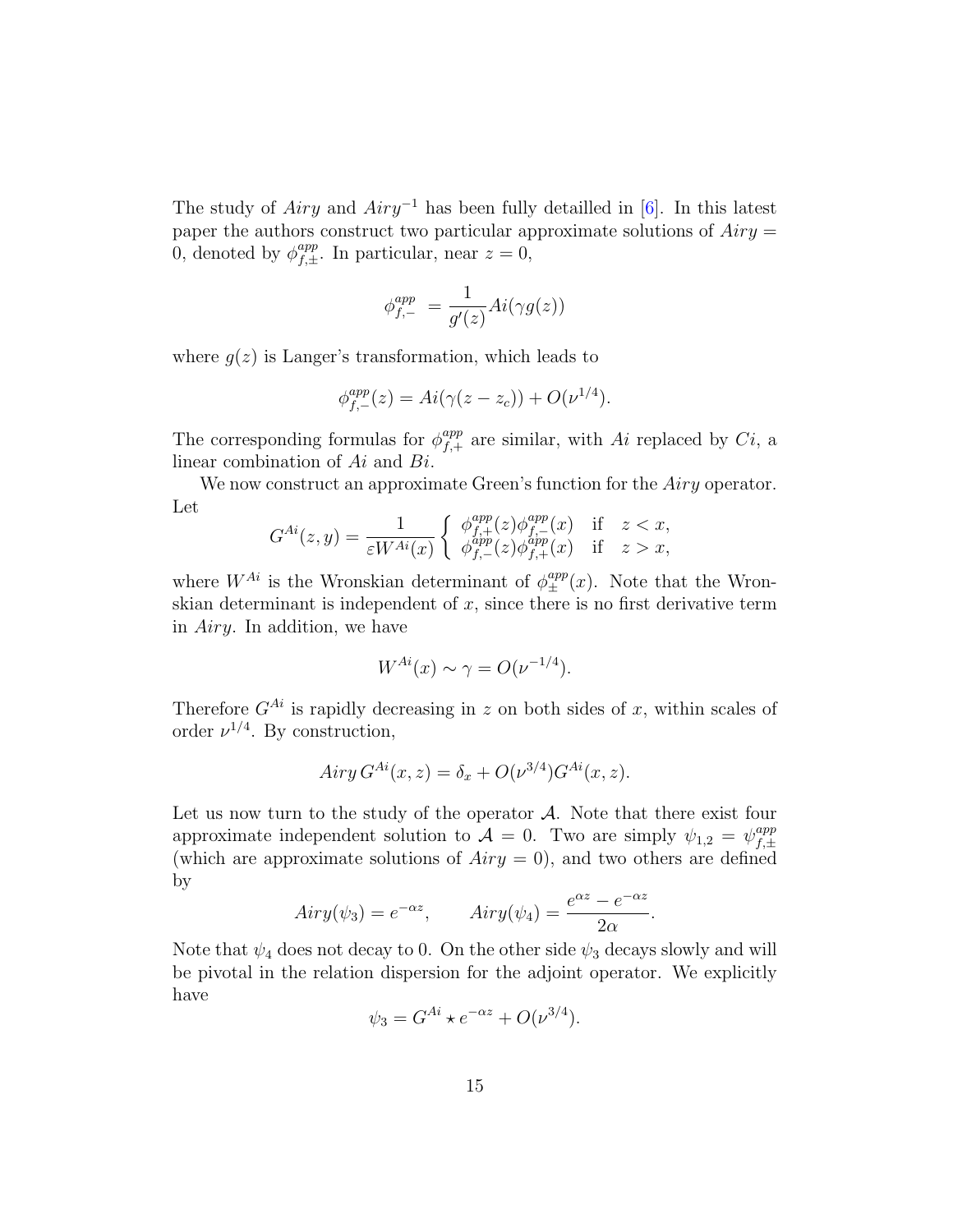The study of *Airy* and $Airy^{-1}$ has been fully detailled in [6]. In this latest paper the authors construct two particular approximate solutions of $Airy = 0$, denoted by $\phi^{app}_{f,\pm}$. In particular, near $z = 0$,

$$\phi^{app}_{f,-} = \frac{1}{g'(z)} Ai(\gamma g(z))$$

where $g(z)$ is Langer's transformation, which leads to

$$\phi^{app}_{f,-}(z) = Ai(\gamma(z - z_c)) + O(\nu^{1/4}).$$

The corresponding formulas for $\phi^{app}_{f,+}$ are similar, with $Ai$ replaced by $Ci$, a linear combination of $Ai$ and $Bi$.

We now construct an approximate Green's function for the *Airy* operator. Let

$$G^{Ai}(z,y) = \frac{1}{\varepsilon W^{Ai}(x)} \left\{ \begin{array}{lll} \phi^{app}_{f,+}(z)\phi^{app}_{f,-}(x) & \text{if} & z < x, \\ \phi^{app}_{f,-}(z)\phi^{app}_{f,+}(x) & \text{if} & z > x, \end{array} \right.$$

where $W^{Ai}$ is the Wronskian determinant of $\phi^{app}_{\pm}(x)$. Note that the Wronskian determinant is independent of $x$, since there is no first derivative term in *Airy*. In addition, we have

$$W^{Ai}(x) \sim \gamma = O(\nu^{-1/4}).$$

Therefore $G^{Ai}$ is rapidly decreasing in $z$ on both sides of $x$, within scales of order $\nu^{1/4}$. By construction,

$$Airy\, G^{Ai}(x,z) = \delta_x + O(\nu^{3/4}) G^{Ai}(x,z).$$

Let us now turn to the study of the operator $\mathcal{A}$. Note that there exist four approximate independent solution to $\mathcal{A} = 0$. Two are simply $\psi_{1,2} = \psi^{app}_{f,\pm}$ (which are approximate solutions of $Airy = 0$), and two others are defined by

$$Airy(\psi_3) = e^{-\alpha z}, \qquad Airy(\psi_4) = \frac{e^{\alpha z} - e^{-\alpha z}}{2\alpha}.$$

Note that $\psi_4$ does not decay to 0. On the other side $\psi_3$ decays slowly and will be pivotal in the relation dispersion for the adjoint operator. We explicitly have

$$\psi_3 = G^{Ai} \star e^{-\alpha z} + O(\nu^{3/4}).$$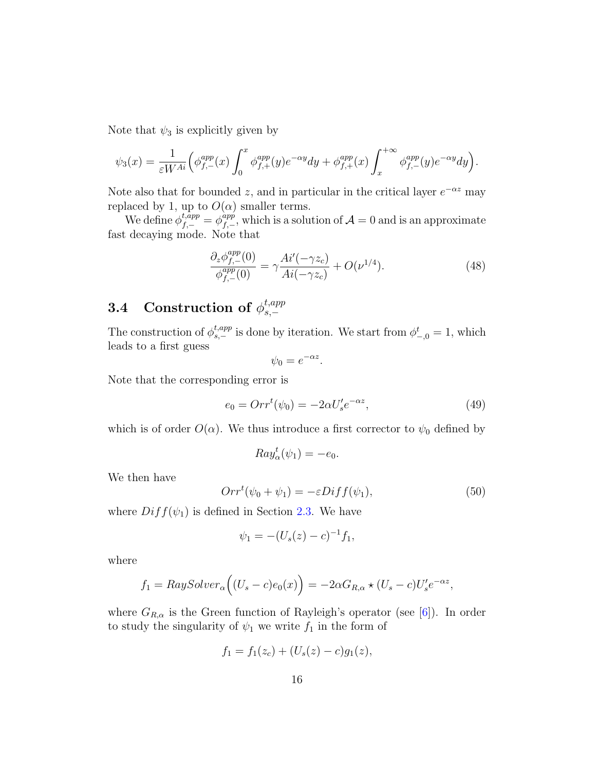Note that $\psi_3$ is explicitly given by

$$\psi_3(x) = \frac{1}{\varepsilon W^{Ai}} \Big( \phi^{app}_{f,-}(x) \int_0^x \phi^{app}_{f,+}(y) e^{-\alpha y} dy + \phi^{app}_{f,+}(x) \int_x^{+\infty} \phi^{app}_{f,-}(y) e^{-\alpha y} dy \Big).$$

Note also that for bounded $z$, and in particular in the critical layer $e^{-\alpha z}$ may replaced by 1, up to $O(\alpha)$ smaller terms.

We define $\phi^{t,app}_{f,-} = \phi^{app}_{f,-}$, which is a solution of $\mathcal{A} = 0$ and is an approximate fast decaying mode. Note that

$$\frac{\partial_z \phi^{app}_{f,-}(0)}{\phi^{app}_{f,-}(0)} = \gamma \frac{Ai'(-\gamma z_c)}{Ai(-\gamma z_c)} + O(\nu^{1/4}). \tag{48}$$

## 3.4 Construction of $\phi^{t,app}_{s,-}$

The construction of $\phi^{t,app}_{s,-}$ is done by iteration. We start from $\phi^t_{-,0} = 1$, which leads to a first guess

$$\psi_0 = e^{-\alpha z}.$$

Note that the corresponding error is

$$e_0 = Orr^t(\psi_0) = -2\alpha U_s' e^{-\alpha z}, \tag{49}$$

which is of order $O(\alpha)$. We thus introduce a first corrector to $\psi_0$ defined by

$$Ray^t_\alpha(\psi_1) = -e_0.$$

We then have

$$Orr^t(\psi_0 + \psi_1) = -\varepsilon Diff(\psi_1), \tag{50}$$

where $Diff(\psi_1)$ is defined in Section 2.3. We have

$$\psi_1 = -(U_s(z) - c)^{-1} f_1,$$

where

$$f_1 = RaySolver_\alpha\Big((U_s - c) e_0(x)\Big) = -2\alpha G_{R,\alpha} \star (U_s - c) U_s' e^{-\alpha z},$$

where $G_{R,\alpha}$ is the Green function of Rayleigh's operator (see [6]). In order to study the singularity of $\psi_1$ we write $f_1$ in the form of

$$f_1 = f_1(z_c) + (U_s(z) - c) g_1(z),$$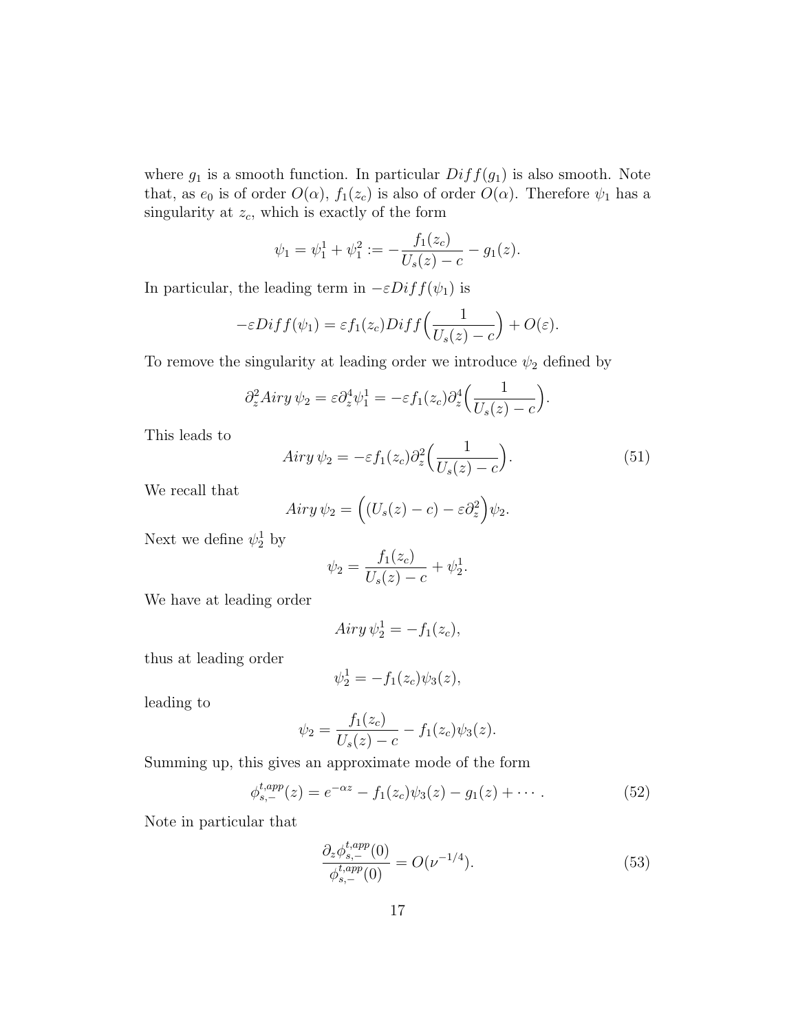where $g_1$ is a smooth function. In particular $Diff(g_1)$ is also smooth. Note that, as $e_0$ is of order $O(\alpha)$, $f_1(z_c)$ is also of order $O(\alpha)$. Therefore $\psi_1$ has a singularity at $z_c$, which is exactly of the form

$$\psi_1 = \psi_1^1 + \psi_1^2 := -\frac{f_1(z_c)}{U_s(z) - c} - g_1(z).$$

In particular, the leading term in $-\varepsilon Diff(\psi_1)$ is

$$-\varepsilon Diff(\psi_1) = \varepsilon f_1(z_c) Diff\Big(\frac{1}{U_s(z) - c}\Big) + O(\varepsilon).$$

To remove the singularity at leading order we introduce $\psi_2$ defined by

$$\partial_z^2 Airy\, \psi_2 = \varepsilon \partial_z^4 \psi_1^1 = -\varepsilon f_1(z_c) \partial_z^4 \Big(\frac{1}{U_s(z) - c}\Big).$$

This leads to

$$Airy\, \psi_2 = -\varepsilon f_1(z_c) \partial_z^2 \Big(\frac{1}{U_s(z) - c}\Big). \tag{51}$$

We recall that

$$Airy\, \psi_2 = \Big((U_s(z) - c) - \varepsilon \partial_z^2\Big)\psi_2.$$

Next we define $\psi_2^1$ by

$$\psi_2 = \frac{f_1(z_c)}{U_s(z) - c} + \psi_2^1.$$

We have at leading order

$$Airy\, \psi_2^1 = -f_1(z_c),$$

thus at leading order

$$\psi_2^1 = -f_1(z_c)\psi_3(z),$$

leading to

$$\psi_2 = \frac{f_1(z_c)}{U_s(z) - c} - f_1(z_c)\psi_3(z).$$

Summing up, this gives an approximate mode of the form

$$\phi_{s,-}^{t,app}(z) = e^{-\alpha z} - f_1(z_c)\psi_3(z) - g_1(z) + \cdots . \tag{52}$$

Note in particular that

$$\frac{\partial_z \phi_{s,-}^{t,app}(0)}{\phi_{s,-}^{t,app}(0)} = O(\nu^{-1/4}). \tag{53}$$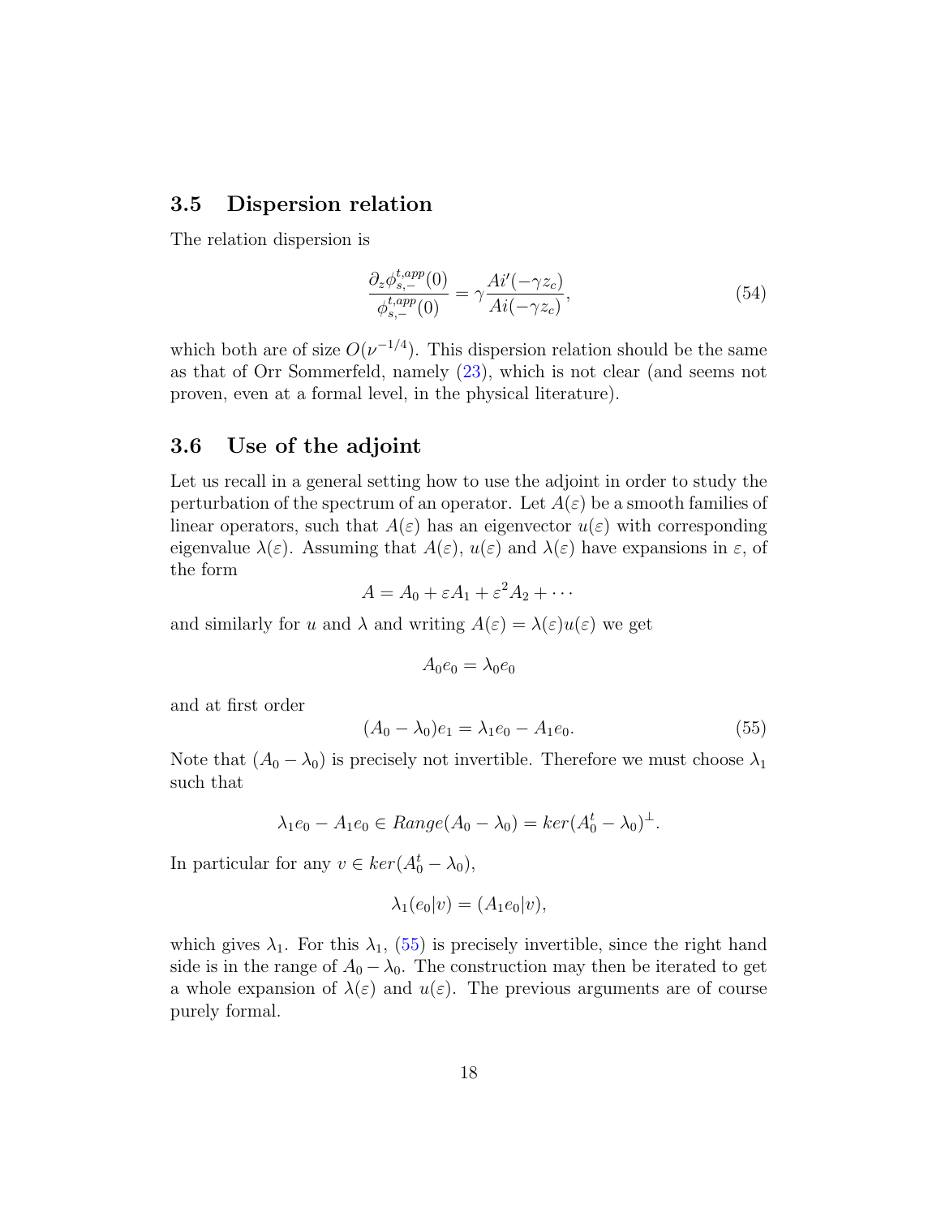### 3.5 Dispersion relation

The relation dispersion is

$$\frac{\partial_z \phi_{s,-}^{t,app}(0)}{\phi_{s,-}^{t,app}(0)} = \gamma \frac{Ai'(-\gamma z_c)}{Ai(-\gamma z_c)}, \tag{54}$$

which both are of size $O(\nu^{-1/4})$. This dispersion relation should be the same as that of Orr Sommerfeld, namely (23), which is not clear (and seems not proven, even at a formal level, in the physical literature).

### 3.6 Use of the adjoint

Let us recall in a general setting how to use the adjoint in order to study the perturbation of the spectrum of an operator. Let $A(\varepsilon)$ be a smooth families of linear operators, such that $A(\varepsilon)$ has an eigenvector $u(\varepsilon)$ with corresponding eigenvalue $\lambda(\varepsilon)$. Assuming that $A(\varepsilon)$, $u(\varepsilon)$ and $\lambda(\varepsilon)$ have expansions in $\varepsilon$, of the form

$$A = A_0 + \varepsilon A_1 + \varepsilon^2 A_2 + \cdots$$

and similarly for $u$ and $\lambda$ and writing $A(\varepsilon) = \lambda(\varepsilon) u(\varepsilon)$ we get

$$A_0 e_0 = \lambda_0 e_0$$

and at first order

$$(A_0 - \lambda_0) e_1 = \lambda_1 e_0 - A_1 e_0. \tag{55}$$

Note that $(A_0 - \lambda_0)$ is precisely not invertible. Therefore we must choose $\lambda_1$ such that

$$\lambda_1 e_0 - A_1 e_0 \in Range(A_0 - \lambda_0) = ker(A_0^t - \lambda_0)^\perp.$$

In particular for any $v \in ker(A_0^t - \lambda_0)$,

$$\lambda_1 (e_0 | v) = (A_1 e_0 | v),$$

which gives $\lambda_1$. For this $\lambda_1$, (55) is precisely invertible, since the right hand side is in the range of $A_0 - \lambda_0$. The construction may then be iterated to get a whole expansion of $\lambda(\varepsilon)$ and $u(\varepsilon)$. The previous arguments are of course purely formal.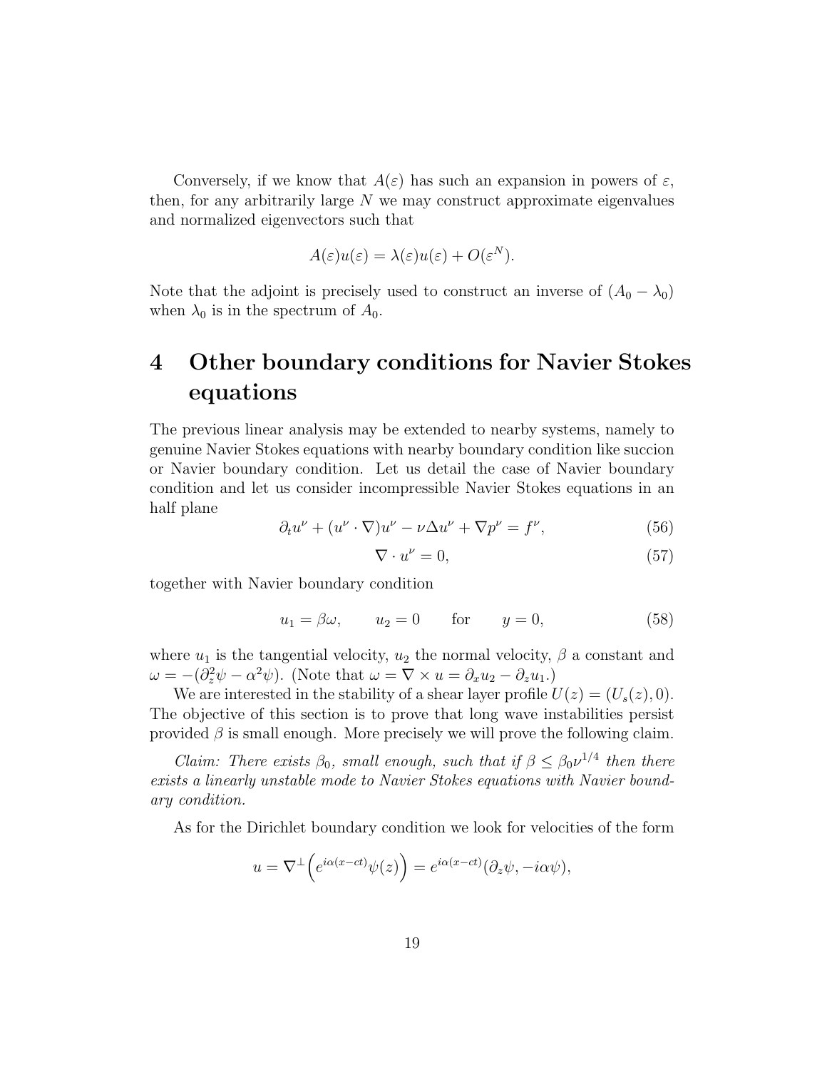Conversely, if we know that $A(\varepsilon)$ has such an expansion in powers of $\varepsilon$, then, for any arbitrarily large $N$ we may construct approximate eigenvalues and normalized eigenvectors such that

$$A(\varepsilon)u(\varepsilon) = \lambda(\varepsilon)u(\varepsilon) + O(\varepsilon^N).$$

Note that the adjoint is precisely used to construct an inverse of $(A_0 - \lambda_0)$ when $\lambda_0$ is in the spectrum of $A_0$.

# 4 Other boundary conditions for Navier Stokes equations

The previous linear analysis may be extended to nearby systems, namely to genuine Navier Stokes equations with nearby boundary condition like succion or Navier boundary condition. Let us detail the case of Navier boundary condition and let us consider incompressible Navier Stokes equations in an half plane

$$\partial_t u^\nu + (u^\nu \cdot \nabla)u^\nu - \nu \Delta u^\nu + \nabla p^\nu = f^\nu, \tag{56}$$

$$\nabla \cdot u^\nu = 0, \tag{57}$$

together with Navier boundary condition

$$u_1 = \beta\omega, \qquad u_2 = 0 \qquad \text{for} \qquad y = 0, \tag{58}$$

where $u_1$ is the tangential velocity, $u_2$ the normal velocity, $\beta$ a constant and $\omega = -(\partial_z^2 \psi - \alpha^2 \psi)$. (Note that $\omega = \nabla \times u = \partial_x u_2 - \partial_z u_1$.)

We are interested in the stability of a shear layer profile $U(z) = (U_s(z), 0)$. The objective of this section is to prove that long wave instabilities persist provided $\beta$ is small enough. More precisely we will prove the following claim.

*Claim: There exists $\beta_0$, small enough, such that if $\beta \le \beta_0 \nu^{1/4}$ then there exists a linearly unstable mode to Navier Stokes equations with Navier boundary condition.*

As for the Dirichlet boundary condition we look for velocities of the form

$$u = \nabla^\perp \Big( e^{i\alpha(x-ct)} \psi(z) \Big) = e^{i\alpha(x-ct)} (\partial_z \psi, -i\alpha\psi),$$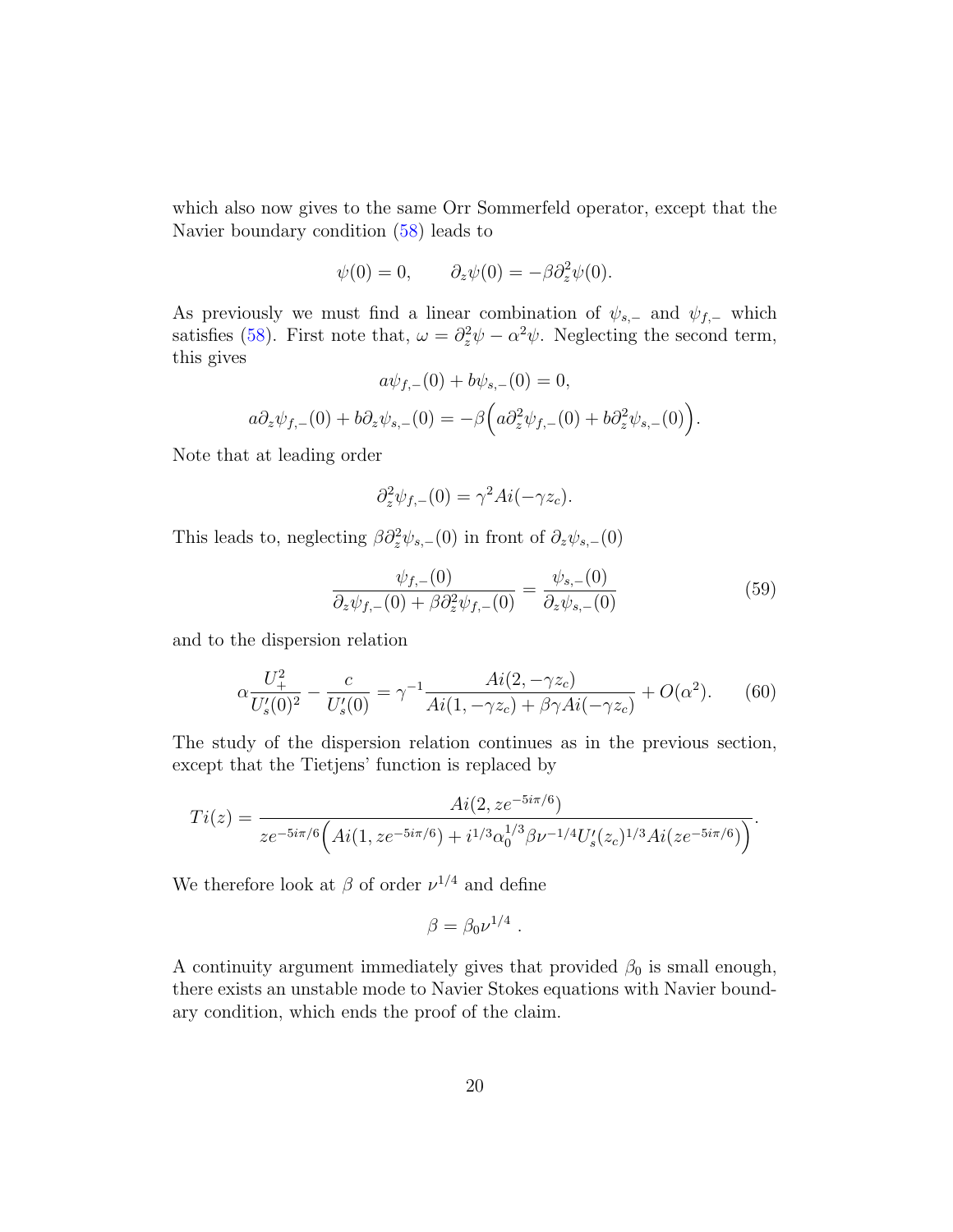which also now gives to the same Orr Sommerfeld operator, except that the Navier boundary condition (58) leads to

$$\psi(0) = 0, \qquad \partial_z \psi(0) = -\beta \partial_z^2 \psi(0).$$

As previously we must find a linear combination of $\psi_{s,-}$ and $\psi_{f,-}$ which satisfies (58). First note that, $\omega = \partial_z^2 \psi - \alpha^2 \psi$. Neglecting the second term, this gives

$$a\psi_{f,-}(0) + b\psi_{s,-}(0) = 0,$$

$$a\partial_z \psi_{f,-}(0) + b\partial_z \psi_{s,-}(0) = -\beta\Big(a\partial_z^2 \psi_{f,-}(0) + b\partial_z^2 \psi_{s,-}(0)\Big).$$

Note that at leading order

$$\partial_z^2 \psi_{f,-}(0) = \gamma^2 Ai(-\gamma z_c).$$

This leads to, neglecting $\beta \partial_z^2 \psi_{s,-}(0)$ in front of $\partial_z \psi_{s,-}(0)$

$$\frac{\psi_{f,-}(0)}{\partial_z \psi_{f,-}(0) + \beta \partial_z^2 \psi_{f,-}(0)} = \frac{\psi_{s,-}(0)}{\partial_z \psi_{s,-}(0)} \tag{59}$$

and to the dispersion relation

$$\alpha \frac{U_+^2}{U_s'(0)^2} - \frac{c}{U_s'(0)} = \gamma^{-1} \frac{Ai(2, -\gamma z_c)}{Ai(1, -\gamma z_c) + \beta \gamma Ai(-\gamma z_c)} + O(\alpha^2). \tag{60}$$

The study of the dispersion relation continues as in the previous section, except that the Tietjens' function is replaced by

$$Ti(z) = \frac{Ai(2, ze^{-5i\pi/6})}{ze^{-5i\pi/6}\Big(Ai(1, ze^{-5i\pi/6}) + i^{1/3}\alpha_0^{1/3}\beta\nu^{-1/4}U_s'(z_c)^{1/3}Ai(ze^{-5i\pi/6})\Big)}.$$

We therefore look at $\beta$ of order $\nu^{1/4}$ and define

$$\beta = \beta_0 \nu^{1/4} \ .$$

A continuity argument immediately gives that provided $\beta_0$ is small enough, there exists an unstable mode to Navier Stokes equations with Navier boundary condition, which ends the proof of the claim.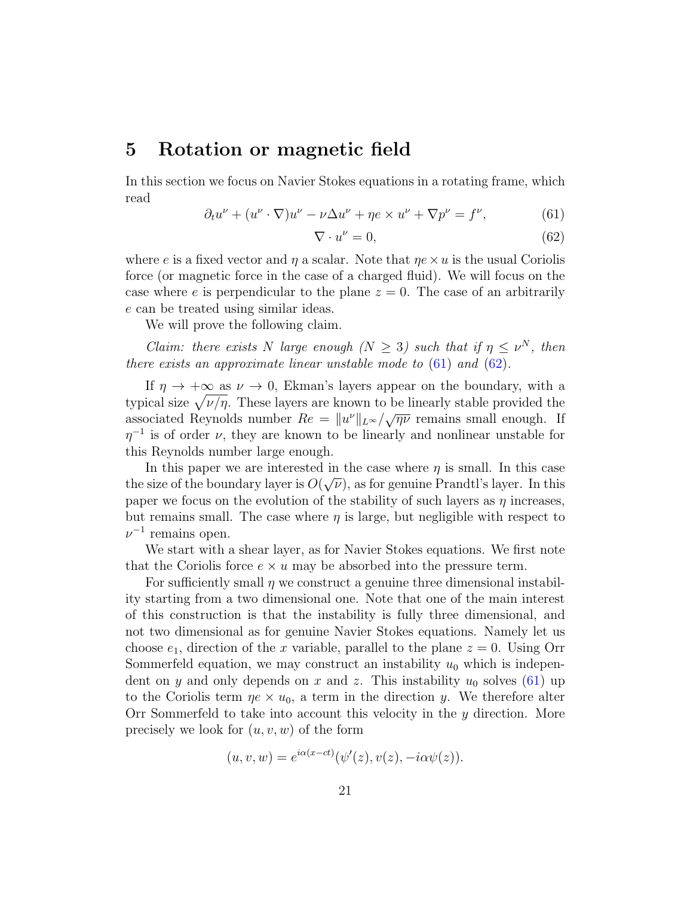## 5 Rotation or magnetic field

In this section we focus on Navier Stokes equations in a rotating frame, which read

$$\partial_t u^\nu + (u^\nu \cdot \nabla) u^\nu - \nu \Delta u^\nu + \eta e \times u^\nu + \nabla p^\nu = f^\nu, \tag{61}$$

$$\nabla \cdot u^\nu = 0, \tag{62}$$

where $e$ is a fixed vector and $\eta$ a scalar. Note that $\eta e \times u$ is the usual Coriolis force (or magnetic force in the case of a charged fluid). We will focus on the case where $e$ is perpendicular to the plane $z = 0$. The case of an arbitrarily $e$ can be treated using similar ideas.

We will prove the following claim.

*Claim: there exists $N$ large enough ($N \geq 3$) such that if $\eta \leq \nu^N$, then there exists an approximate linear unstable mode to (61) and (62).*

If $\eta \to +\infty$ as $\nu \to 0$, Ekman's layers appear on the boundary, with a typical size $\sqrt{\nu/\eta}$. These layers are known to be linearly stable provided the associated Reynolds number $Re = \|u^\nu\|_{L^\infty} / \sqrt{\eta\nu}$ remains small enough. If $\eta^{-1}$ is of order $\nu$, they are known to be linearly and nonlinear unstable for this Reynolds number large enough.

In this paper we are interested in the case where $\eta$ is small. In this case the size of the boundary layer is $O(\sqrt{\nu})$, as for genuine Prandtl's layer. In this paper we focus on the evolution of the stability of such layers as $\eta$ increases, but remains small. The case where $\eta$ is large, but negligible with respect to $\nu^{-1}$ remains open.

We start with a shear layer, as for Navier Stokes equations. We first note that the Coriolis force $e \times u$ may be absorbed into the pressure term.

For sufficiently small $\eta$ we construct a genuine three dimensional instability starting from a two dimensional one. Note that one of the main interest of this construction is that the instability is fully three dimensional, and not two dimensional as for genuine Navier Stokes equations. Namely let us choose $e_1$, direction of the $x$ variable, parallel to the plane $z = 0$. Using Orr Sommerfeld equation, we may construct an instability $u_0$ which is independent on $y$ and only depends on $x$ and $z$. This instability $u_0$ solves (61) up to the Coriolis term $\eta e \times u_0$, a term in the direction $y$. We therefore alter Orr Sommerfeld to take into account this velocity in the $y$ direction. More precisely we look for $(u, v, w)$ of the form

$$(u, v, w) = e^{i\alpha(x - ct)} (\psi'(z), v(z), -i\alpha\psi(z)).$$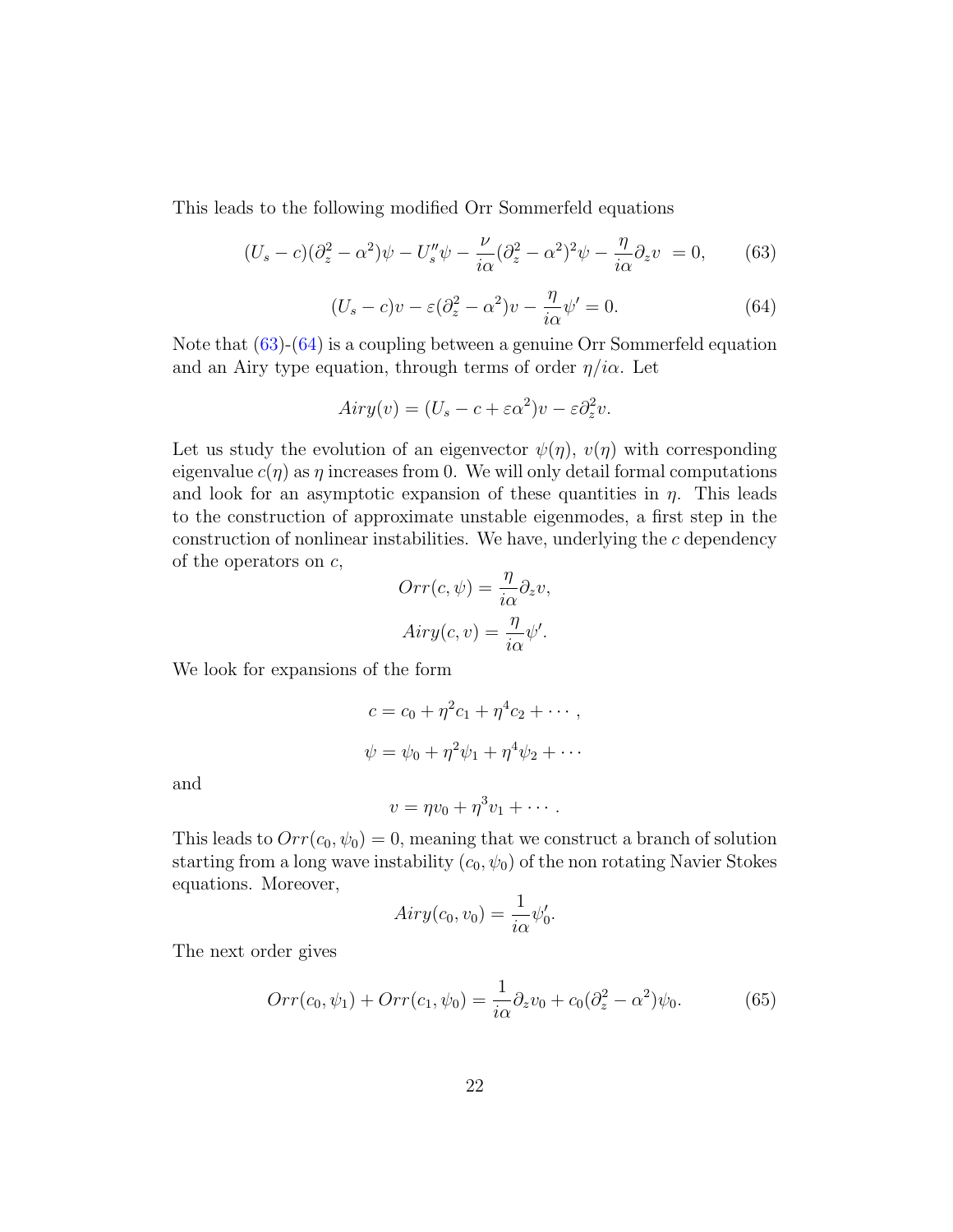This leads to the following modified Orr Sommerfeld equations

$$
(U_s - c)(\partial_z^2 - \alpha^2)\psi - U_s''\psi - \frac{\nu}{i\alpha}(\partial_z^2 - \alpha^2)^2\psi - \frac{\eta}{i\alpha}\partial_z v \ = 0, \tag{63}
$$

$$
(U_s - c)v - \varepsilon(\partial_z^2 - \alpha^2)v - \frac{\eta}{i\alpha}\psi' = 0. \tag{64}
$$

Note that (63)-(64) is a coupling between a genuine Orr Sommerfeld equation and an Airy type equation, through terms of order $\eta/i\alpha$. Let

$$
Airy(v) = (U_s - c + \varepsilon\alpha^2)v - \varepsilon\partial_z^2 v.
$$

Let us study the evolution of an eigenvector $\psi(\eta)$, $v(\eta)$ with corresponding eigenvalue $c(\eta)$ as $\eta$ increases from 0. We will only detail formal computations and look for an asymptotic expansion of these quantities in $\eta$. This leads to the construction of approximate unstable eigenmodes, a first step in the construction of nonlinear instabilities. We have, underlying the $c$ dependency of the operators on $c$,

$$
Orr(c, \psi) = \frac{\eta}{i\alpha}\partial_z v,
$$

$$
Airy(c, v) = \frac{\eta}{i\alpha}\psi'.
$$

We look for expansions of the form

$$
c = c_0 + \eta^2 c_1 + \eta^4 c_2 + \cdots,
$$

$$
\psi = \psi_0 + \eta^2\psi_1 + \eta^4\psi_2 + \cdots
$$

and

$$
v = \eta v_0 + \eta^3 v_1 + \cdots.
$$

This leads to $Orr(c_0, \psi_0) = 0$, meaning that we construct a branch of solution starting from a long wave instability $(c_0, \psi_0)$ of the non rotating Navier Stokes equations. Moreover,

$$
Airy(c_0, v_0) = \frac{1}{i\alpha}\psi_0'.
$$

The next order gives

$$
Orr(c_0, \psi_1) + Orr(c_1, \psi_0) = \frac{1}{i\alpha}\partial_z v_0 + c_0(\partial_z^2 - \alpha^2)\psi_0. \tag{65}
$$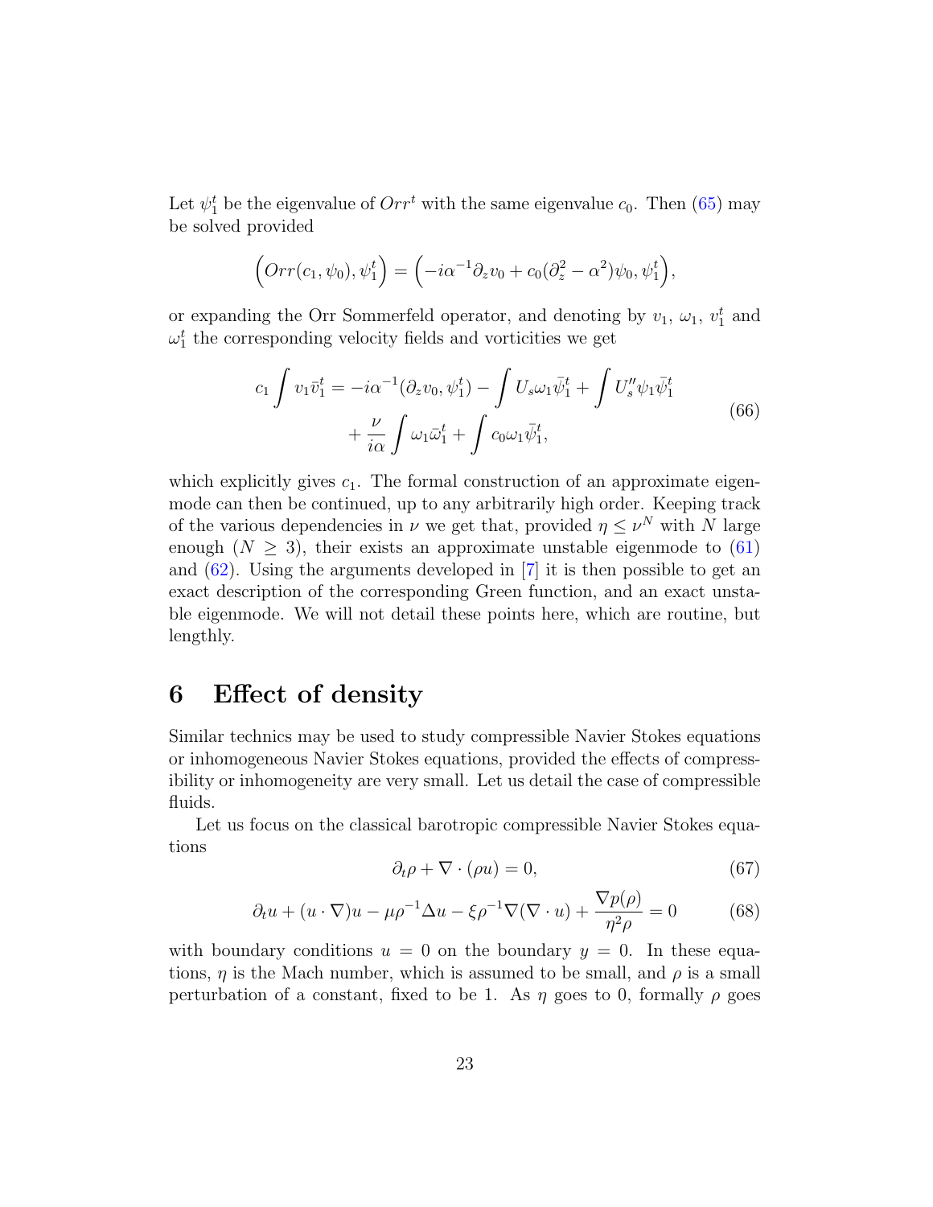Let $\psi_1^t$ be the eigenvalue of $Orr^t$ with the same eigenvalue $c_0$. Then (65) may be solved provided

$$\Big( Orr(c_1, \psi_0), \psi_1^t \Big) = \Big( -i\alpha^{-1}\partial_z v_0 + c_0(\partial_z^2 - \alpha^2)\psi_0, \psi_1^t \Big),$$

or expanding the Orr Sommerfeld operator, and denoting by $v_1$, $\omega_1$, $v_1^t$ and $\omega_1^t$ the corresponding velocity fields and vorticities we get

$$c_1 \int v_1 \bar{v}_1^t = -i\alpha^{-1}(\partial_z v_0, \psi_1^t) - \int U_s \omega_1 \bar{\psi}_1^t + \int U_s'' \psi_1 \bar{\psi}_1^t + \frac{\nu}{i\alpha} \int \omega_1 \bar{\omega}_1^t + \int c_0 \omega_1 \bar{\psi}_1^t, \tag{66}$$

which explicitly gives $c_1$. The formal construction of an approximate eigenmode can then be continued, up to any arbitrarily high order. Keeping track of the various dependencies in $\nu$ we get that, provided $\eta \le \nu^N$ with $N$ large enough ($N \ge 3$), their exists an approximate unstable eigenmode to (61) and (62). Using the arguments developed in [7] it is then possible to get an exact description of the corresponding Green function, and an exact unstable eigenmode. We will not detail these points here, which are routine, but lengthly.

# 6 Effect of density

Similar technics may be used to study compressible Navier Stokes equations or inhomogeneous Navier Stokes equations, provided the effects of compressibility or inhomogeneity are very small. Let us detail the case of compressible fluids.

Let us focus on the classical barotropic compressible Navier Stokes equations

$$\partial_t \rho + \nabla \cdot (\rho u) = 0, \tag{67}$$

$$\partial_t u + (u \cdot \nabla)u - \mu\rho^{-1}\Delta u - \xi\rho^{-1}\nabla(\nabla \cdot u) + \frac{\nabla p(\rho)}{\eta^2 \rho} = 0 \tag{68}$$

with boundary conditions $u = 0$ on the boundary $y = 0$. In these equations, $\eta$ is the Mach number, which is assumed to be small, and $\rho$ is a small perturbation of a constant, fixed to be 1. As $\eta$ goes to 0, formally $\rho$ goes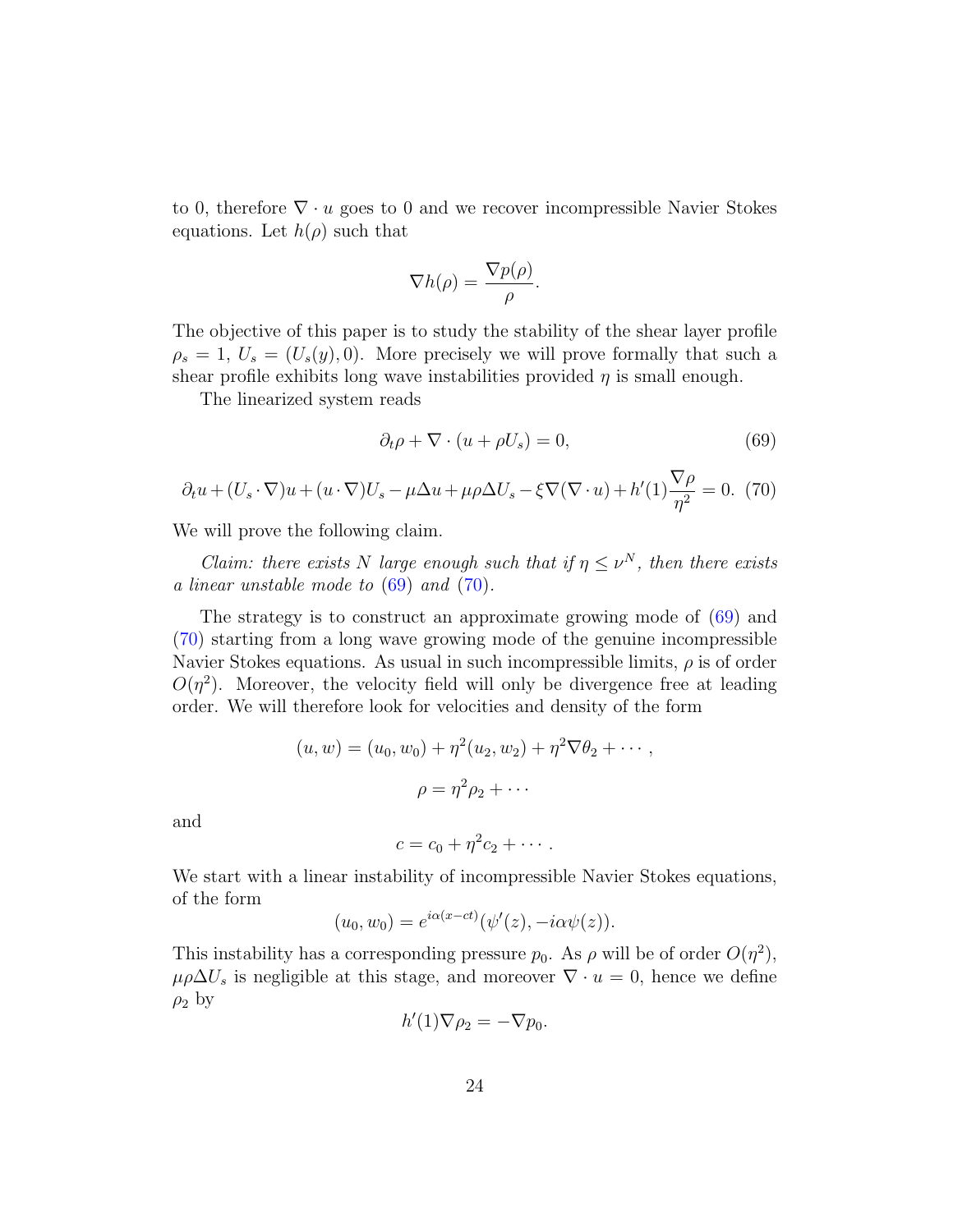to 0, therefore $\nabla \cdot u$ goes to 0 and we recover incompressible Navier Stokes equations. Let $h(\rho)$ such that

$$\nabla h(\rho) = \frac{\nabla p(\rho)}{\rho}.$$

The objective of this paper is to study the stability of the shear layer profile $\rho_s = 1$, $U_s = (U_s(y), 0)$. More precisely we will prove formally that such a shear profile exhibits long wave instabilities provided $\eta$ is small enough.

The linearized system reads

$$\partial_t \rho + \nabla \cdot (u + \rho U_s) = 0, \tag{69}$$

$$\partial_t u + (U_s \cdot \nabla) u + (u \cdot \nabla) U_s - \mu \Delta u + \mu \rho \Delta U_s - \xi \nabla(\nabla \cdot u) + h'(1) \frac{\nabla \rho}{\eta^2} = 0. \tag{70}$$

We will prove the following claim.

*Claim: there exists $N$ large enough such that if $\eta \le \nu^N$, then there exists a linear unstable mode to (69) and (70).*

The strategy is to construct an approximate growing mode of (69) and (70) starting from a long wave growing mode of the genuine incompressible Navier Stokes equations. As usual in such incompressible limits, $\rho$ is of order $O(\eta^2)$. Moreover, the velocity field will only be divergence free at leading order. We will therefore look for velocities and density of the form

$$(u, w) = (u_0, w_0) + \eta^2 (u_2, w_2) + \eta^2 \nabla \theta_2 + \cdots,$$

$$\rho = \eta^2 \rho_2 + \cdots$$

and

$$c = c_0 + \eta^2 c_2 + \cdots.$$

We start with a linear instability of incompressible Navier Stokes equations, of the form

$$(u_0, w_0) = e^{i\alpha(x - ct)} (\psi'(z), -i\alpha \psi(z)).$$

This instability has a corresponding pressure $p_0$. As $\rho$ will be of order $O(\eta^2)$, $\mu \rho \Delta U_s$ is negligible at this stage, and moreover $\nabla \cdot u = 0$, hence we define $\rho_2$ by

$$h'(1) \nabla \rho_2 = -\nabla p_0.$$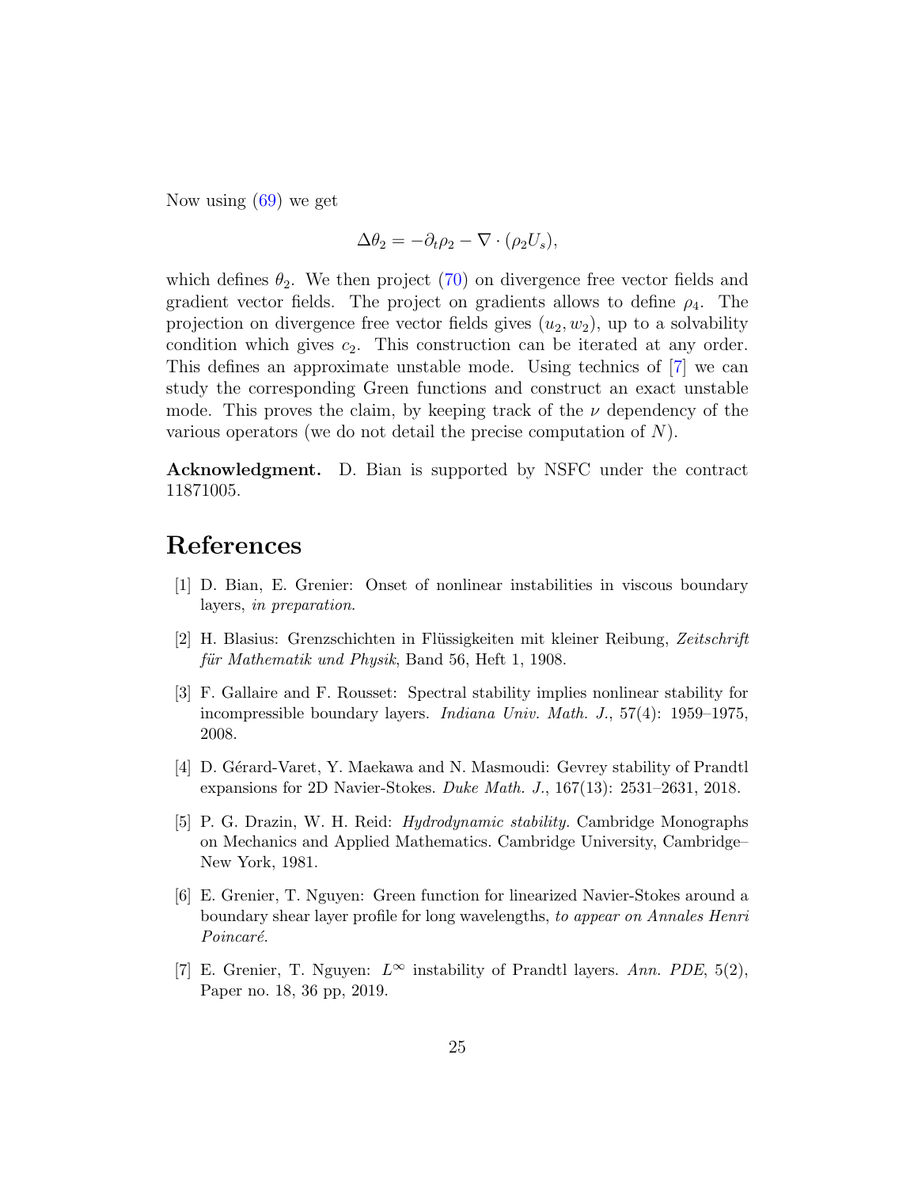Now using (69) we get

$$\Delta\theta_2 = -\partial_t \rho_2 - \nabla \cdot (\rho_2 U_s),$$

which defines $\theta_2$. We then project (70) on divergence free vector fields and gradient vector fields. The project on gradients allows to define $\rho_4$. The projection on divergence free vector fields gives $(u_2, w_2)$, up to a solvability condition which gives $c_2$. This construction can be iterated at any order. This defines an approximate unstable mode. Using technics of [7] we can study the corresponding Green functions and construct an exact unstable mode. This proves the claim, by keeping track of the $\nu$ dependency of the various operators (we do not detail the precise computation of $N$).

**Acknowledgment.** D. Bian is supported by NSFC under the contract 11871005.

# References

[1] D. Bian, E. Grenier: Onset of nonlinear instabilities in viscous boundary layers, *in preparation*.

[2] H. Blasius: Grenzschichten in Flüssigkeiten mit kleiner Reibung, *Zeitschrift für Mathematik und Physik*, Band 56, Heft 1, 1908.

[3] F. Gallaire and F. Rousset: Spectral stability implies nonlinear stability for incompressible boundary layers. *Indiana Univ. Math. J.*, 57(4): 1959–1975, 2008.

[4] D. Gérard-Varet, Y. Maekawa and N. Masmoudi: Gevrey stability of Prandtl expansions for 2D Navier-Stokes. *Duke Math. J.*, 167(13): 2531–2631, 2018.

[5] P. G. Drazin, W. H. Reid: *Hydrodynamic stability.* Cambridge Monographs on Mechanics and Applied Mathematics. Cambridge University, Cambridge–New York, 1981.

[6] E. Grenier, T. Nguyen: Green function for linearized Navier-Stokes around a boundary shear layer profile for long wavelengths, *to appear on Annales Henri Poincaré.*

[7] E. Grenier, T. Nguyen: $L^\infty$ instability of Prandtl layers. *Ann. PDE*, 5(2), Paper no. 18, 36 pp, 2019.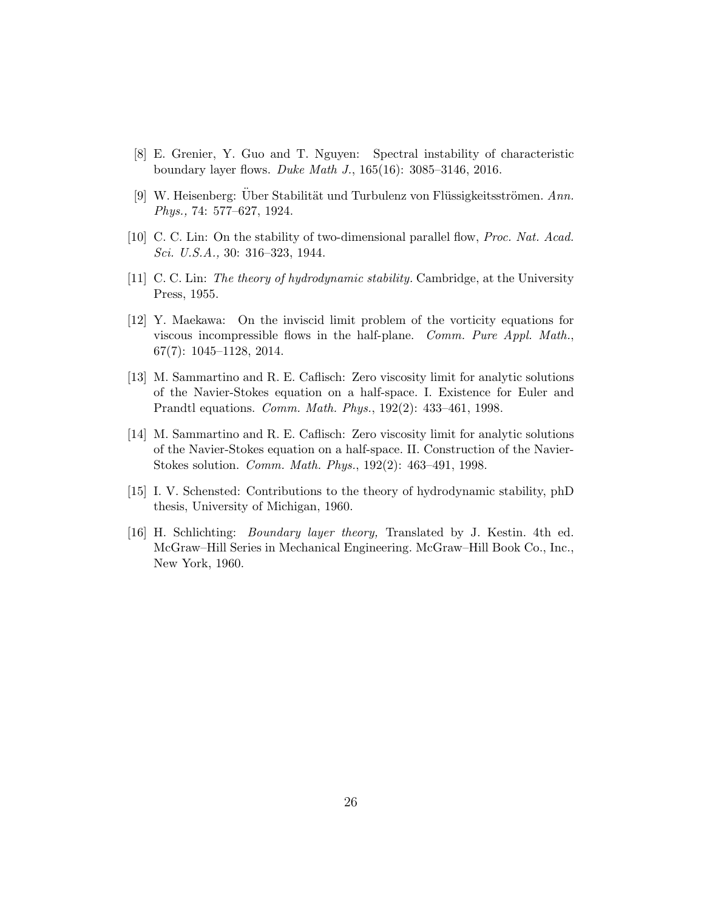[8] E. Grenier, Y. Guo and T. Nguyen: Spectral instability of characteristic boundary layer flows. *Duke Math J.*, 165(16): 3085–3146, 2016.

[9] W. Heisenberg: Über Stabilität und Turbulenz von Flüssigkeitsströmen. *Ann. Phys.,* 74: 577–627, 1924.

[10] C. C. Lin: On the stability of two-dimensional parallel flow, *Proc. Nat. Acad. Sci. U.S.A.,* 30: 316–323, 1944.

[11] C. C. Lin: *The theory of hydrodynamic stability.* Cambridge, at the University Press, 1955.

[12] Y. Maekawa: On the inviscid limit problem of the vorticity equations for viscous incompressible flows in the half-plane. *Comm. Pure Appl. Math.*, 67(7): 1045–1128, 2014.

[13] M. Sammartino and R. E. Caflisch: Zero viscosity limit for analytic solutions of the Navier-Stokes equation on a half-space. I. Existence for Euler and Prandtl equations. *Comm. Math. Phys.*, 192(2): 433–461, 1998.

[14] M. Sammartino and R. E. Caflisch: Zero viscosity limit for analytic solutions of the Navier-Stokes equation on a half-space. II. Construction of the Navier-Stokes solution. *Comm. Math. Phys.*, 192(2): 463–491, 1998.

[15] I. V. Schensted: Contributions to the theory of hydrodynamic stability, phD thesis, University of Michigan, 1960.

[16] H. Schlichting: *Boundary layer theory,* Translated by J. Kestin. 4th ed. McGraw–Hill Series in Mechanical Engineering. McGraw–Hill Book Co., Inc., New York, 1960.